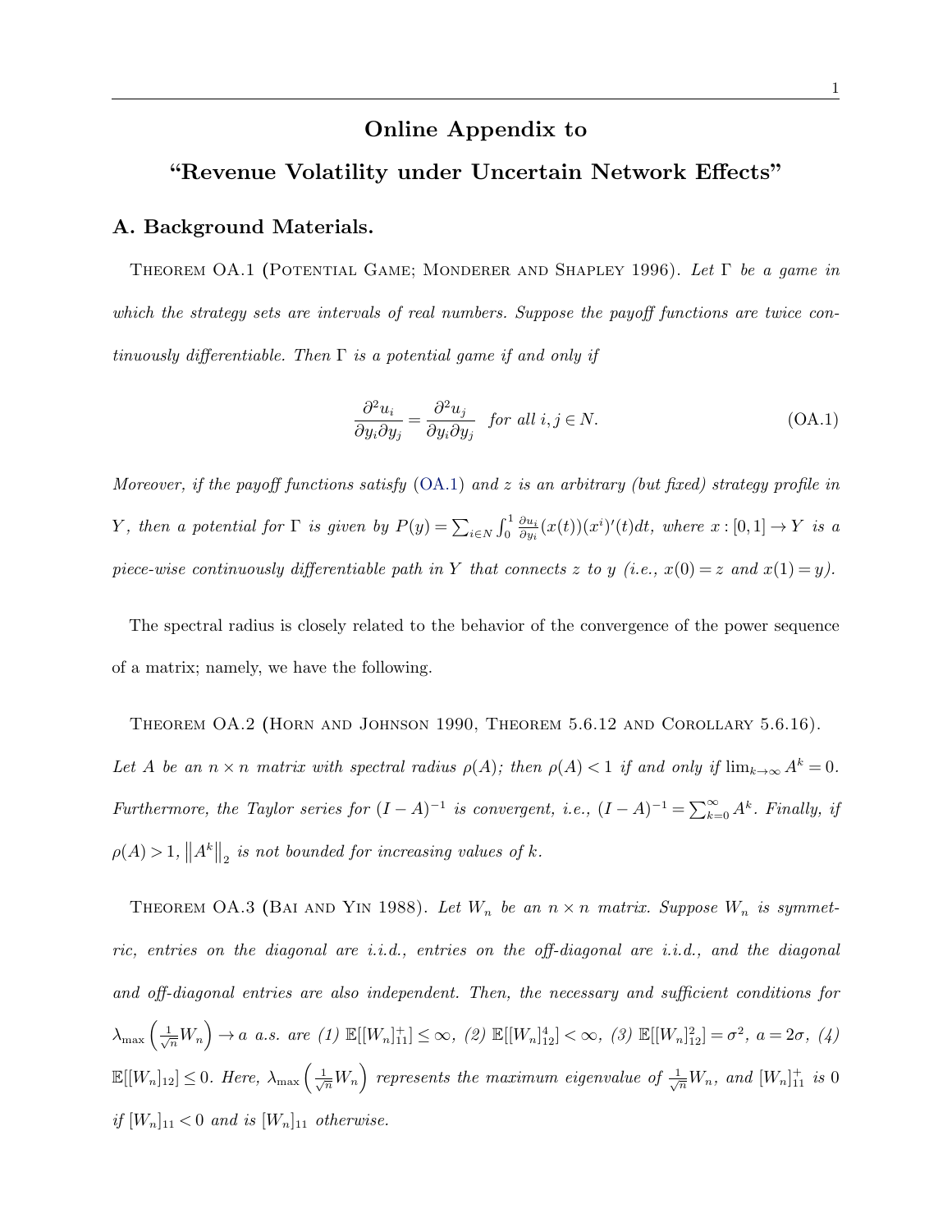# Online Appendix to

# "Revenue Volatility under Uncertain Network Effects"

## A. Background Materials.

Theorem OA.1 (Potential Game; Monderer and Shapley 1996). *Let $\Gamma$ be a game in which the strategy sets are intervals of real numbers. Suppose the payoff functions are twice continuously differentiable. Then $\Gamma$ is a potential game if and only if*

$$\frac{\partial^2 u_i}{\partial y_i \partial y_j} = \frac{\partial^2 u_j}{\partial y_i \partial y_j} \quad \text{for all } i, j \in N. \tag{OA.1}$$

*Moreover, if the payoff functions satisfy (OA.1) and $z$ is an arbitrary (but fixed) strategy profile in $Y$, then a potential for $\Gamma$ is given by $P(y) = \sum_{i \in N} \int_0^1 \frac{\partial u_i}{\partial y_i}(x(t))(x^i)'(t)dt$, where $x : [0,1] \to Y$ is a piece-wise continuously differentiable path in $Y$ that connects $z$ to $y$ (i.e., $x(0) = z$ and $x(1) = y$).*

The spectral radius is closely related to the behavior of the convergence of the power sequence of a matrix; namely, we have the following.

Theorem OA.2 (Horn and Johnson 1990, Theorem 5.6.12 and Corollary 5.6.16). *Let $A$ be an $n \times n$ matrix with spectral radius $\rho(A)$; then $\rho(A) < 1$ if and only if $\lim_{k\to\infty} A^k = 0$. Furthermore, the Taylor series for $(I - A)^{-1}$ is convergent, i.e., $(I - A)^{-1} = \sum_{k=0}^{\infty} A^k$. Finally, if $\rho(A) > 1$, $\left\|A^k\right\|_2$ is not bounded for increasing values of $k$.*

Theorem OA.3 (Bai and Yin 1988). *Let $W_n$ be an $n \times n$ matrix. Suppose $W_n$ is symmetric, entries on the diagonal are i.i.d., entries on the off-diagonal are i.i.d., and the diagonal and off-diagonal entries are also independent. Then, the necessary and sufficient conditions for $\lambda_{\max}\left(\frac{1}{\sqrt{n}} W_n\right) \to a$ a.s. are (1) $\mathbb{E}[[W_n]_{11}^+] \leq \infty$, (2) $\mathbb{E}[[W_n]_{12}^4] < \infty$, (3) $\mathbb{E}[[W_n]_{12}^2] = \sigma^2$, $a = 2\sigma$, (4) $\mathbb{E}[[W_n]_{12}] \leq 0$. Here, $\lambda_{\max}\left(\frac{1}{\sqrt{n}} W_n\right)$ represents the maximum eigenvalue of $\frac{1}{\sqrt{n}} W_n$, and $[W_n]_{11}^+$ is 0 if $[W_n]_{11} < 0$ and is $[W_n]_{11}$ otherwise.*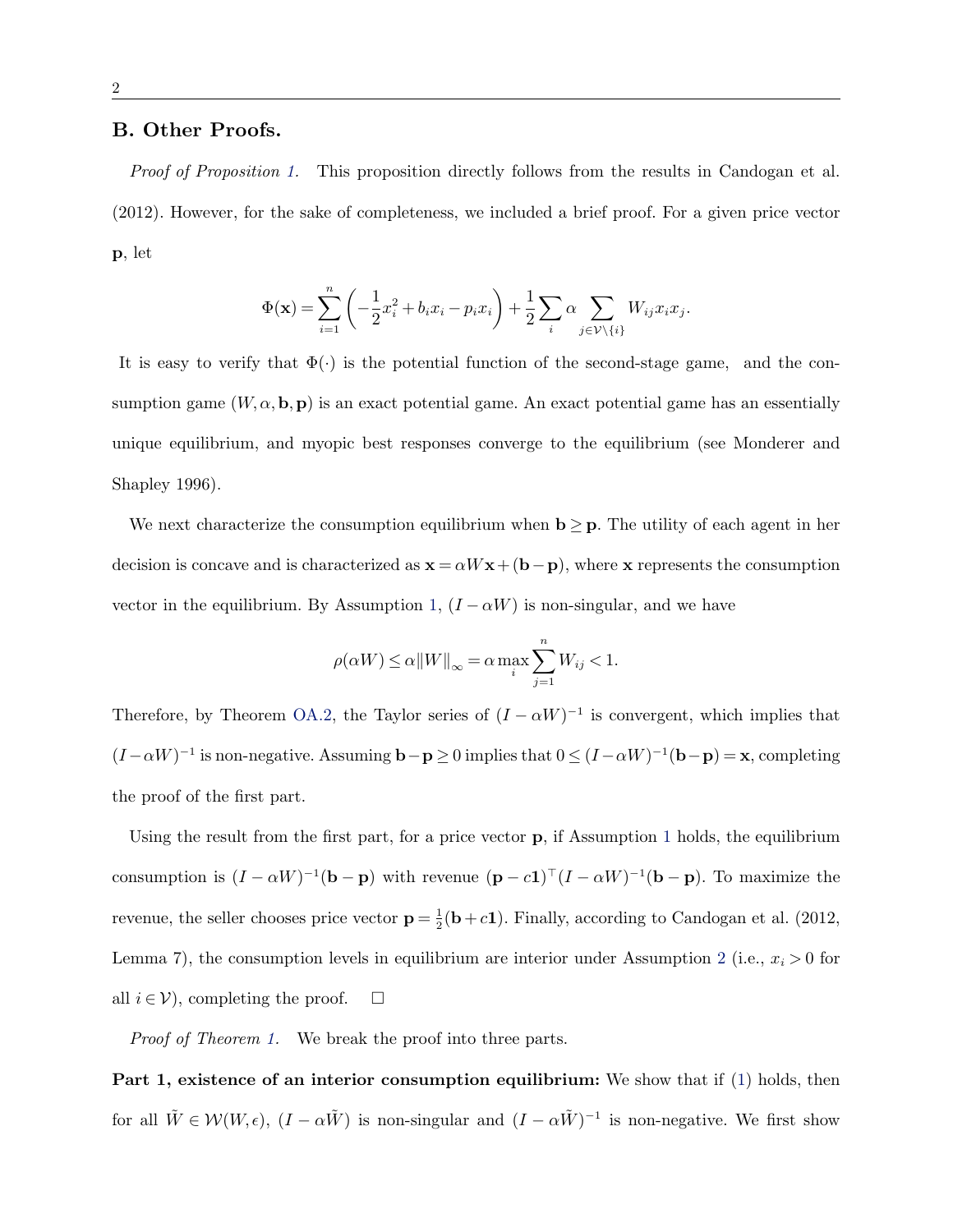## B. Other Proofs.

*Proof of Proposition 1.* This proposition directly follows from the results in Candogan et al. (2012). However, for the sake of completeness, we included a brief proof. For a given price vector $\mathbf{p}$, let

$$\Phi(\mathbf{x}) = \sum_{i=1}^{n} \left( -\frac{1}{2} x_i^2 + b_i x_i - p_i x_i \right) + \frac{1}{2} \sum_i \alpha \sum_{j \in \mathcal{V} \setminus \{i\}} W_{ij} x_i x_j.$$

It is easy to verify that $\Phi(\cdot)$ is the potential function of the second-stage game, and the consumption game $(W, \alpha, \mathbf{b}, \mathbf{p})$ is an exact potential game. An exact potential game has an essentially unique equilibrium, and myopic best responses converge to the equilibrium (see Monderer and Shapley 1996).

We next characterize the consumption equilibrium when $\mathbf{b} \geq \mathbf{p}$. The utility of each agent in her decision is concave and is characterized as $\mathbf{x} = \alpha W \mathbf{x} + (\mathbf{b} - \mathbf{p})$, where $\mathbf{x}$ represents the consumption vector in the equilibrium. By Assumption 1, $(I - \alpha W)$ is non-singular, and we have

$$\rho(\alpha W) \leq \alpha \|W\|_\infty = \alpha \max_i \sum_{j=1}^{n} W_{ij} < 1.$$

Therefore, by Theorem OA.2, the Taylor series of $(I - \alpha W)^{-1}$ is convergent, which implies that $(I - \alpha W)^{-1}$ is non-negative. Assuming $\mathbf{b} - \mathbf{p} \geq 0$ implies that $0 \leq (I - \alpha W)^{-1}(\mathbf{b} - \mathbf{p}) = \mathbf{x}$, completing the proof of the first part.

Using the result from the first part, for a price vector $\mathbf{p}$, if Assumption 1 holds, the equilibrium consumption is $(I - \alpha W)^{-1}(\mathbf{b} - \mathbf{p})$ with revenue $(\mathbf{p} - c\mathbf{1})^\top (I - \alpha W)^{-1}(\mathbf{b} - \mathbf{p})$. To maximize the revenue, the seller chooses price vector $\mathbf{p} = \frac{1}{2}(\mathbf{b} + c\mathbf{1})$. Finally, according to Candogan et al. (2012, Lemma 7), the consumption levels in equilibrium are interior under Assumption 2 (i.e., $x_i > 0$ for all $i \in \mathcal{V}$), completing the proof. $\square$

*Proof of Theorem 1.* We break the proof into three parts.

**Part 1, existence of an interior consumption equilibrium:** We show that if (1) holds, then for all $\tilde{W} \in \mathcal{W}(W, \epsilon)$, $(I - \alpha \tilde{W})$ is non-singular and $(I - \alpha \tilde{W})^{-1}$ is non-negative. We first show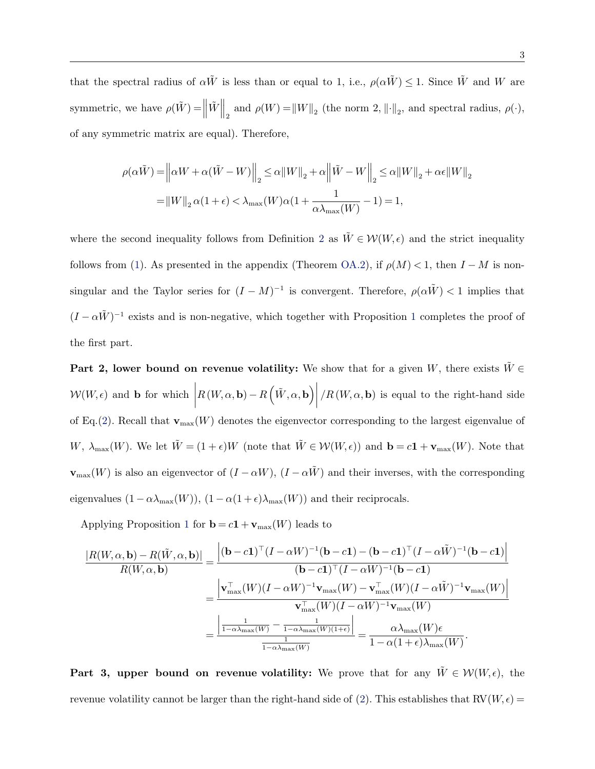that the spectral radius of $\alpha\tilde{W}$ is less than or equal to 1, i.e., $\rho(\alpha\tilde{W}) \leq 1$. Since $\tilde{W}$ and $W$ are symmetric, we have $\rho(\tilde{W}) = \left\|\tilde{W}\right\|_2$ and $\rho(W) = \|W\|_2$ (the norm 2, $\|\cdot\|_2$, and spectral radius, $\rho(\cdot)$, of any symmetric matrix are equal). Therefore,

$$
\begin{aligned}
\rho(\alpha\tilde{W}) &= \left\|\alpha W + \alpha(\tilde{W} - W)\right\|_2 \leq \alpha\|W\|_2 + \alpha\left\|\tilde{W} - W\right\|_2 \leq \alpha\|W\|_2 + \alpha\epsilon\|W\|_2 \\
&= \|W\|_2\,\alpha(1+\epsilon) < \lambda_{\max}(W)\alpha(1 + \frac{1}{\alpha\lambda_{\max}(W)} - 1) = 1,
\end{aligned}
$$

where the second inequality follows from Definition 2 as $\tilde{W} \in \mathcal{W}(W,\epsilon)$ and the strict inequality follows from (1). As presented in the appendix (Theorem OA.2), if $\rho(M) < 1$, then $I - M$ is non-singular and the Taylor series for $(I-M)^{-1}$ is convergent. Therefore, $\rho(\alpha\tilde{W}) < 1$ implies that $(I - \alpha\tilde{W})^{-1}$ exists and is non-negative, which together with Proposition 1 completes the proof of the first part.

**Part 2, lower bound on revenue volatility:** We show that for a given $W$, there exists $\tilde{W} \in \mathcal{W}(W,\epsilon)$ and $\mathbf{b}$ for which $\left|R(W,\alpha,\mathbf{b}) - R\left(\tilde{W},\alpha,\mathbf{b}\right)\right| / R(W,\alpha,\mathbf{b})$ is equal to the right-hand side of Eq.(2). Recall that $\mathbf{v}_{\max}(W)$ denotes the eigenvector corresponding to the largest eigenvalue of $W$, $\lambda_{\max}(W)$. We let $\tilde{W} = (1+\epsilon)W$ (note that $\tilde{W} \in \mathcal{W}(W,\epsilon)$) and $\mathbf{b} = c\mathbf{1} + \mathbf{v}_{\max}(W)$. Note that $\mathbf{v}_{\max}(W)$ is also an eigenvector of $(I - \alpha W)$, $(I - \alpha\tilde{W})$ and their inverses, with the corresponding eigenvalues $(1 - \alpha\lambda_{\max}(W))$, $(1 - \alpha(1+\epsilon)\lambda_{\max}(W))$ and their reciprocals.

Applying Proposition 1 for $\mathbf{b} = c\mathbf{1} + \mathbf{v}_{\max}(W)$ leads to

$$
\begin{aligned}
\frac{|R(W,\alpha,\mathbf{b}) - R(\tilde{W},\alpha,\mathbf{b})|}{R(W,\alpha,\mathbf{b})} &= \frac{\left|(\mathbf{b}-c\mathbf{1})^\top(I-\alpha W)^{-1}(\mathbf{b}-c\mathbf{1}) - (\mathbf{b}-c\mathbf{1})^\top(I-\alpha\tilde{W})^{-1}(\mathbf{b}-c\mathbf{1})\right|}{(\mathbf{b}-c\mathbf{1})^\top(I-\alpha W)^{-1}(\mathbf{b}-c\mathbf{1})} \\
&= \frac{\left|\mathbf{v}_{\max}^\top(W)(I-\alpha W)^{-1}\mathbf{v}_{\max}(W) - \mathbf{v}_{\max}^\top(W)(I-\alpha\tilde{W})^{-1}\mathbf{v}_{\max}(W)\right|}{\mathbf{v}_{\max}^\top(W)(I-\alpha W)^{-1}\mathbf{v}_{\max}(W)} \\
&= \frac{\left|\frac{1}{1-\alpha\lambda_{\max}(W)} - \frac{1}{1-\alpha\lambda_{\max}(W)(1+\epsilon)}\right|}{\frac{1}{1-\alpha\lambda_{\max}(W)}} = \frac{\alpha\lambda_{\max}(W)\epsilon}{1-\alpha(1+\epsilon)\lambda_{\max}(W)}.
\end{aligned}
$$

**Part 3, upper bound on revenue volatility:** We prove that for any $\tilde{W} \in \mathcal{W}(W,\epsilon)$, the revenue volatility cannot be larger than the right-hand side of (2). This establishes that $\mathrm{RV}(W,\epsilon) =$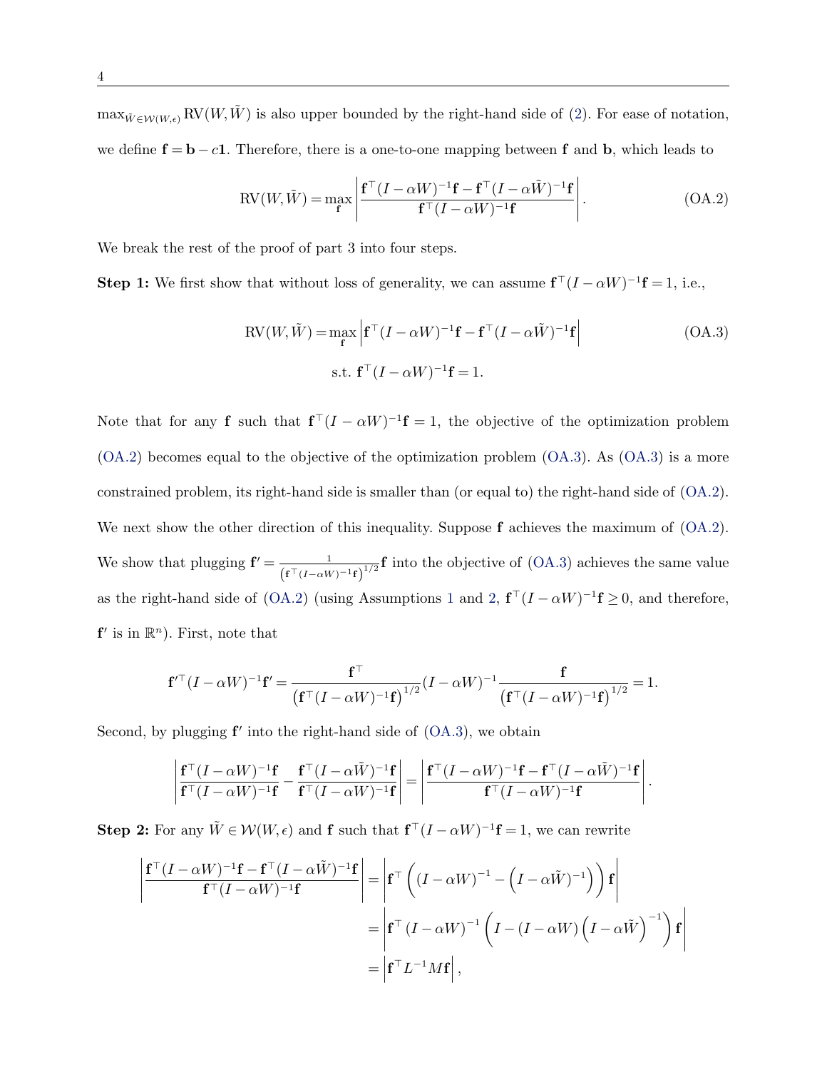$\max_{\tilde{W}\in\mathcal{W}(W,\epsilon)} \mathrm{RV}(W,\tilde{W})$ is also upper bounded by the right-hand side of (2). For ease of notation, we define $\mathbf{f} = \mathbf{b} - c\mathbf{1}$. Therefore, there is a one-to-one mapping between $\mathbf{f}$ and $\mathbf{b}$, which leads to

$$\mathrm{RV}(W,\tilde{W}) = \max_{\mathbf{f}} \left| \frac{\mathbf{f}^\top (I-\alpha W)^{-1}\mathbf{f} - \mathbf{f}^\top (I-\alpha \tilde{W})^{-1}\mathbf{f}}{\mathbf{f}^\top (I-\alpha W)^{-1}\mathbf{f}} \right|. \tag{OA.2}$$

We break the rest of the proof of part 3 into four steps.

**Step 1:** We first show that without loss of generality, we can assume $\mathbf{f}^\top (I-\alpha W)^{-1}\mathbf{f} = 1$, i.e.,

$$\begin{aligned} \mathrm{RV}(W,\tilde{W}) = \max_{\mathbf{f}} & \left| \mathbf{f}^\top (I-\alpha W)^{-1}\mathbf{f} - \mathbf{f}^\top (I-\alpha \tilde{W})^{-1}\mathbf{f} \right| \\ \text{s.t. } & \mathbf{f}^\top (I-\alpha W)^{-1}\mathbf{f} = 1. \end{aligned} \tag{OA.3}$$

Note that for any $\mathbf{f}$ such that $\mathbf{f}^\top (I-\alpha W)^{-1}\mathbf{f} = 1$, the objective of the optimization problem (OA.2) becomes equal to the objective of the optimization problem (OA.3). As (OA.3) is a more constrained problem, its right-hand side is smaller than (or equal to) the right-hand side of (OA.2). We next show the other direction of this inequality. Suppose $\mathbf{f}$ achieves the maximum of (OA.2). We show that plugging $\mathbf{f}' = \frac{1}{\left(\mathbf{f}^\top (I-\alpha W)^{-1}\mathbf{f}\right)^{1/2}}\mathbf{f}$ into the objective of (OA.3) achieves the same value as the right-hand side of (OA.2) (using Assumptions 1 and 2, $\mathbf{f}^\top (I-\alpha W)^{-1}\mathbf{f} \geq 0$, and therefore, $\mathbf{f}'$ is in $\mathbb{R}^n$). First, note that

$$\mathbf{f}'^\top (I-\alpha W)^{-1}\mathbf{f}' = \frac{\mathbf{f}^\top}{\left(\mathbf{f}^\top (I-\alpha W)^{-1}\mathbf{f}\right)^{1/2}} (I-\alpha W)^{-1} \frac{\mathbf{f}}{\left(\mathbf{f}^\top (I-\alpha W)^{-1}\mathbf{f}\right)^{1/2}} = 1.$$

Second, by plugging $\mathbf{f}'$ into the right-hand side of (OA.3), we obtain

$$\left| \frac{\mathbf{f}^\top (I-\alpha W)^{-1}\mathbf{f}}{\mathbf{f}^\top (I-\alpha W)^{-1}\mathbf{f}} - \frac{\mathbf{f}^\top (I-\alpha \tilde{W})^{-1}\mathbf{f}}{\mathbf{f}^\top (I-\alpha W)^{-1}\mathbf{f}} \right| = \left| \frac{\mathbf{f}^\top (I-\alpha W)^{-1}\mathbf{f} - \mathbf{f}^\top (I-\alpha \tilde{W})^{-1}\mathbf{f}}{\mathbf{f}^\top (I-\alpha W)^{-1}\mathbf{f}} \right|.$$

**Step 2:** For any $\tilde{W} \in \mathcal{W}(W,\epsilon)$ and $\mathbf{f}$ such that $\mathbf{f}^\top (I-\alpha W)^{-1}\mathbf{f} = 1$, we can rewrite

$$\begin{aligned} \left| \frac{\mathbf{f}^\top (I-\alpha W)^{-1}\mathbf{f} - \mathbf{f}^\top (I-\alpha \tilde{W})^{-1}\mathbf{f}}{\mathbf{f}^\top (I-\alpha W)^{-1}\mathbf{f}} \right| &= \left| \mathbf{f}^\top \left( (I-\alpha W)^{-1} - \left(I-\alpha \tilde{W}\right)^{-1} \right) \mathbf{f} \right| \\ &= \left| \mathbf{f}^\top (I-\alpha W)^{-1} \left( I - (I-\alpha W)\left(I-\alpha \tilde{W}\right)^{-1} \right) \mathbf{f} \right| \\ &= \left| \mathbf{f}^\top L^{-1} M \mathbf{f} \right|, \end{aligned}$$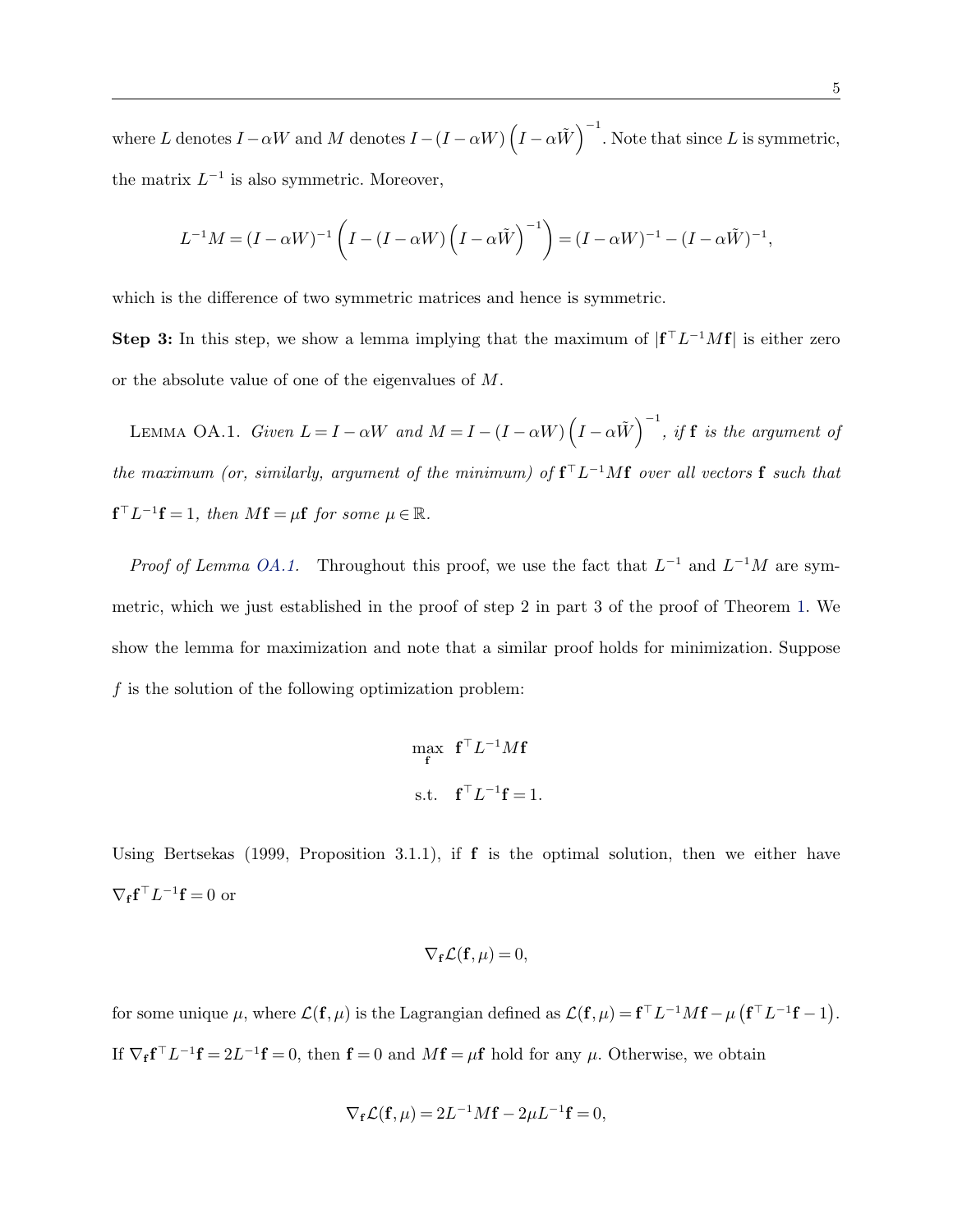where $L$ denotes $I - \alpha W$ and $M$ denotes $I - (I - \alpha W)\left(I - \alpha \tilde{W}\right)^{-1}$. Note that since $L$ is symmetric, the matrix $L^{-1}$ is also symmetric. Moreover,

$$L^{-1}M = (I - \alpha W)^{-1}\left(I - (I - \alpha W)\left(I - \alpha \tilde{W}\right)^{-1}\right) = (I - \alpha W)^{-1} - (I - \alpha \tilde{W})^{-1},$$

which is the difference of two symmetric matrices and hence is symmetric.

**Step 3:** In this step, we show a lemma implying that the maximum of $|\mathbf{f}^\top L^{-1} M \mathbf{f}|$ is either zero or the absolute value of one of the eigenvalues of $M$.

Lemma OA.1. *Given $L = I - \alpha W$ and $M = I - (I - \alpha W)\left(I - \alpha \tilde{W}\right)^{-1}$, if $\mathbf{f}$ is the argument of the maximum (or, similarly, argument of the minimum) of $\mathbf{f}^\top L^{-1} M \mathbf{f}$ over all vectors $\mathbf{f}$ such that $\mathbf{f}^\top L^{-1} \mathbf{f} = 1$, then $M\mathbf{f} = \mu \mathbf{f}$ for some $\mu \in \mathbb{R}$.*

*Proof of Lemma OA.1.* Throughout this proof, we use the fact that $L^{-1}$ and $L^{-1}M$ are symmetric, which we just established in the proof of step 2 in part 3 of the proof of Theorem 1. We show the lemma for maximization and note that a similar proof holds for minimization. Suppose $f$ is the solution of the following optimization problem:

$$\begin{aligned} \max_{\mathbf{f}} \quad & \mathbf{f}^\top L^{-1} M \mathbf{f} \\ \text{s.t.} \quad & \mathbf{f}^\top L^{-1} \mathbf{f} = 1. \end{aligned}$$

Using Bertsekas (1999, Proposition 3.1.1), if $\mathbf{f}$ is the optimal solution, then we either have $\nabla_{\mathbf{f}} \mathbf{f}^\top L^{-1} \mathbf{f} = 0$ or

$$\nabla_{\mathbf{f}} \mathcal{L}(\mathbf{f}, \mu) = 0,$$

for some unique $\mu$, where $\mathcal{L}(\mathbf{f}, \mu)$ is the Lagrangian defined as $\mathcal{L}(\mathbf{f}, \mu) = \mathbf{f}^\top L^{-1} M \mathbf{f} - \mu\left(\mathbf{f}^\top L^{-1} \mathbf{f} - 1\right)$. If $\nabla_{\mathbf{f}} \mathbf{f}^\top L^{-1} \mathbf{f} = 2L^{-1}\mathbf{f} = 0$, then $\mathbf{f} = 0$ and $M\mathbf{f} = \mu \mathbf{f}$ hold for any $\mu$. Otherwise, we obtain

$$\nabla_{\mathbf{f}} \mathcal{L}(\mathbf{f}, \mu) = 2L^{-1} M \mathbf{f} - 2\mu L^{-1} \mathbf{f} = 0,$$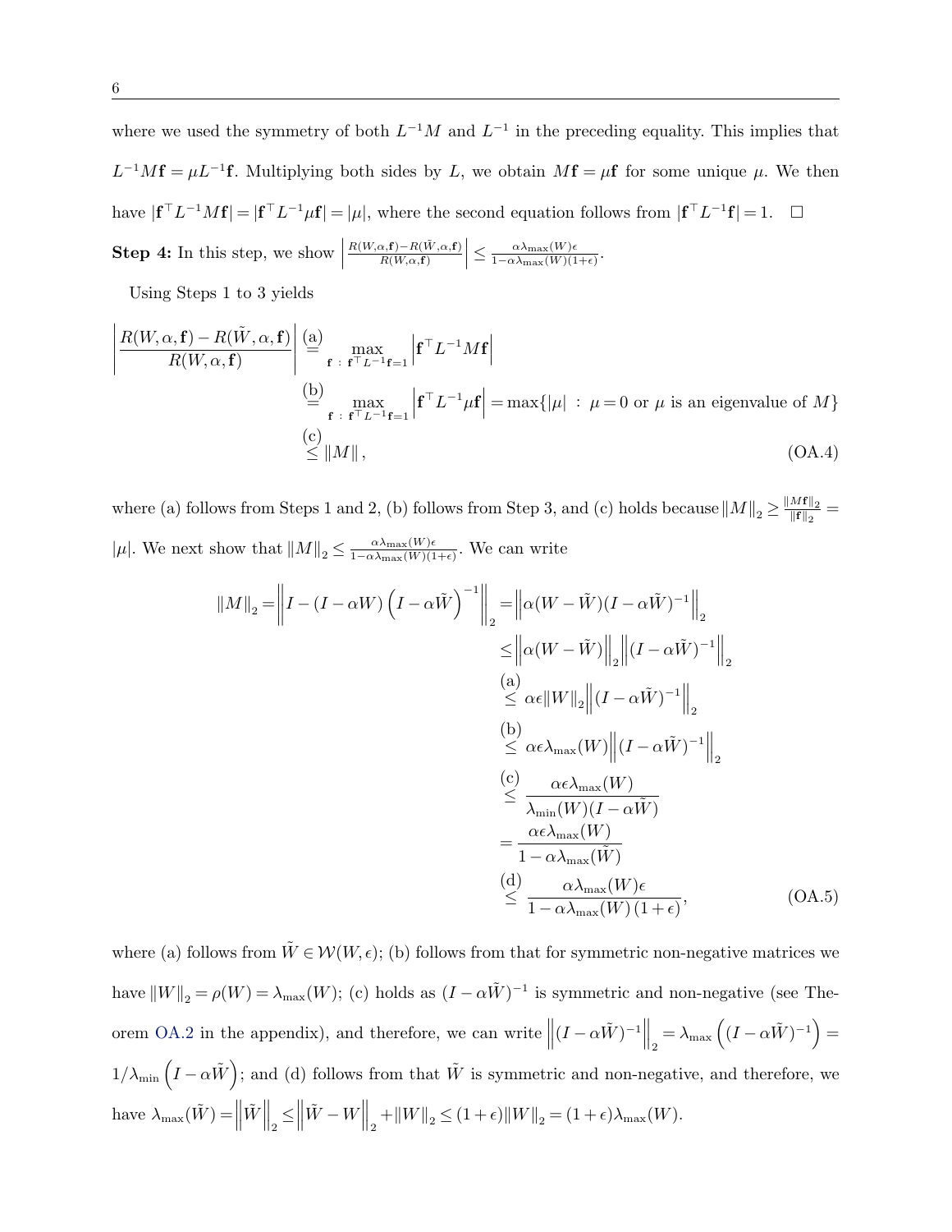where we used the symmetry of both $L^{-1}M$ and $L^{-1}$ in the preceding equality. This implies that $L^{-1}M\mathbf{f} = \mu L^{-1}\mathbf{f}$. Multiplying both sides by $L$, we obtain $M\mathbf{f} = \mu\mathbf{f}$ for some unique $\mu$. We then have $|\mathbf{f}^\top L^{-1}M\mathbf{f}| = |\mathbf{f}^\top L^{-1}\mu\mathbf{f}| = |\mu|$, where the second equation follows from $|\mathbf{f}^\top L^{-1}\mathbf{f}| = 1$. $\square$

**Step 4:** In this step, we show $\left|\frac{R(W,\alpha,\mathbf{f})-R(\tilde{W},\alpha,\mathbf{f})}{R(W,\alpha,\mathbf{f})}\right| \leq \frac{\alpha\lambda_{\max}(W)\epsilon}{1-\alpha\lambda_{\max}(W)(1+\epsilon)}$.

Using Steps 1 to 3 yields

$$
\begin{aligned}
\left|\frac{R(W,\alpha,\mathbf{f})-R(\tilde{W},\alpha,\mathbf{f})}{R(W,\alpha,\mathbf{f})}\right| &\overset{\text{(a)}}{=} \max_{\mathbf{f}\,:\,\mathbf{f}^\top L^{-1}\mathbf{f}=1} \left|\mathbf{f}^\top L^{-1}M\mathbf{f}\right| \\
&\overset{\text{(b)}}{=} \max_{\mathbf{f}\,:\,\mathbf{f}^\top L^{-1}\mathbf{f}=1} \left|\mathbf{f}^\top L^{-1}\mu\mathbf{f}\right| = \max\{|\mu| \,:\, \mu=0 \text{ or } \mu \text{ is an eigenvalue of } M\} \\
&\overset{\text{(c)}}{\leq} \|M\|,
\end{aligned}
\tag{OA.4}
$$

where (a) follows from Steps 1 and 2, (b) follows from Step 3, and (c) holds because $\|M\|_2 \geq \frac{\|M\mathbf{f}\|_2}{\|\mathbf{f}\|_2} = |\mu|$. We next show that $\|M\|_2 \leq \frac{\alpha\lambda_{\max}(W)\epsilon}{1-\alpha\lambda_{\max}(W)(1+\epsilon)}$. We can write

$$
\begin{aligned}
\|M\|_2 = \left\|I-(I-\alpha W)\left(I-\alpha\tilde{W}\right)^{-1}\right\|_2 &= \left\|\alpha(W-\tilde{W})(I-\alpha\tilde{W})^{-1}\right\|_2 \\
&\leq \left\|\alpha(W-\tilde{W})\right\|_2\left\|(I-\alpha\tilde{W})^{-1}\right\|_2 \\
&\overset{\text{(a)}}{\leq} \alpha\epsilon\|W\|_2\left\|(I-\alpha\tilde{W})^{-1}\right\|_2 \\
&\overset{\text{(b)}}{\leq} \alpha\epsilon\lambda_{\max}(W)\left\|(I-\alpha\tilde{W})^{-1}\right\|_2 \\
&\overset{\text{(c)}}{\leq} \frac{\alpha\epsilon\lambda_{\max}(W)}{\lambda_{\min}(W)(I-\alpha\tilde{W})} \\
&= \frac{\alpha\epsilon\lambda_{\max}(W)}{1-\alpha\lambda_{\max}(\tilde{W})} \\
&\overset{\text{(d)}}{\leq} \frac{\alpha\lambda_{\max}(W)\epsilon}{1-\alpha\lambda_{\max}(W)\,(1+\epsilon)},
\end{aligned}
\tag{OA.5}
$$

where (a) follows from $\tilde{W} \in \mathcal{W}(W,\epsilon)$; (b) follows from that for symmetric non-negative matrices we have $\|W\|_2 = \rho(W) = \lambda_{\max}(W)$; (c) holds as $(I-\alpha\tilde{W})^{-1}$ is symmetric and non-negative (see Theorem OA.2 in the appendix), and therefore, we can write $\left\|(I-\alpha\tilde{W})^{-1}\right\|_2 = \lambda_{\max}\left((I-\alpha\tilde{W})^{-1}\right) = 1/\lambda_{\min}\left(I-\alpha\tilde{W}\right)$; and (d) follows from that $\tilde{W}$ is symmetric and non-negative, and therefore, we have $\lambda_{\max}(\tilde{W}) = \left\|\tilde{W}\right\|_2 \leq \left\|\tilde{W}-W\right\|_2 + \|W\|_2 \leq (1+\epsilon)\|W\|_2 = (1+\epsilon)\lambda_{\max}(W)$.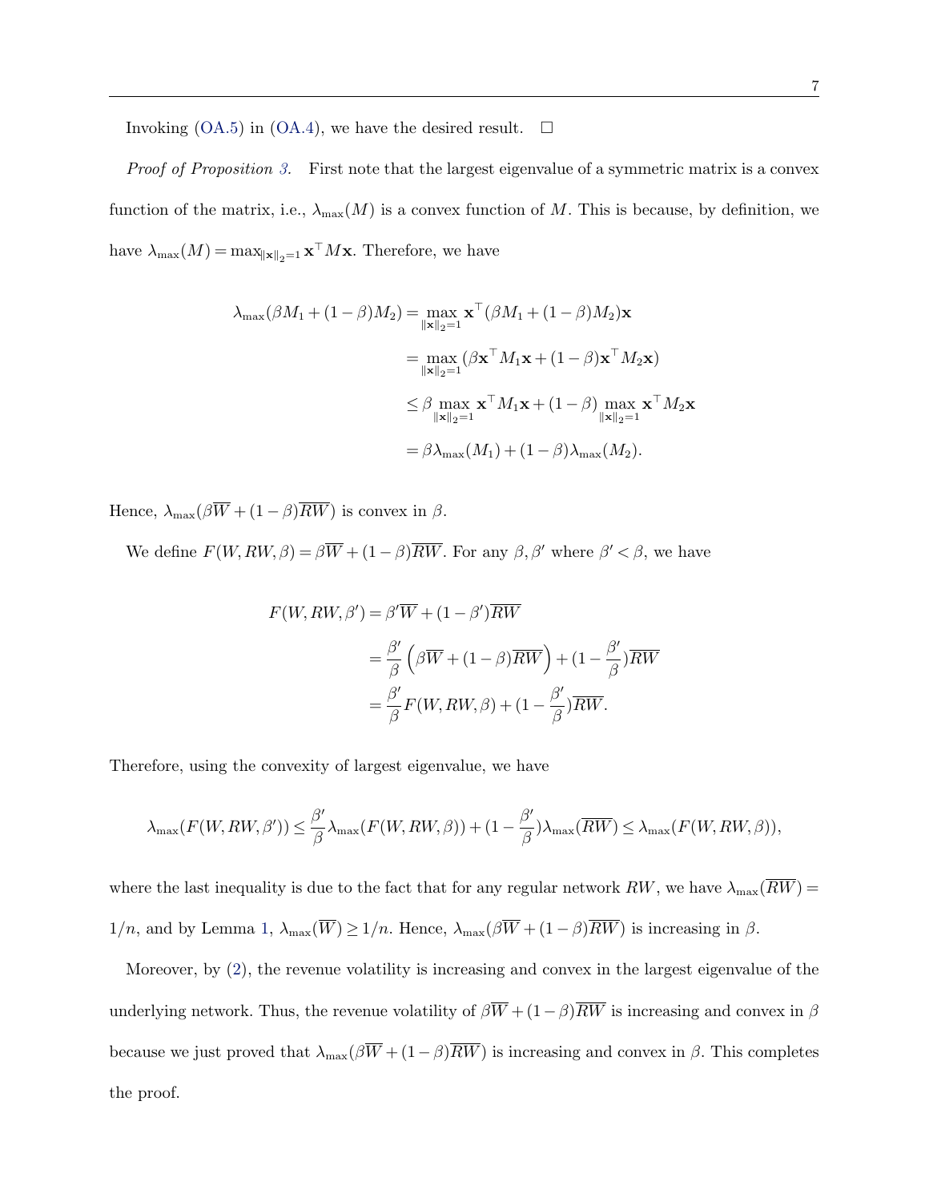Invoking (OA.5) in (OA.4), we have the desired result. $\square$

*Proof of Proposition 3.* First note that the largest eigenvalue of a symmetric matrix is a convex function of the matrix, i.e., $\lambda_{\max}(M)$ is a convex function of $M$. This is because, by definition, we have $\lambda_{\max}(M) = \max_{\|\mathbf{x}\|_2=1} \mathbf{x}^\top M \mathbf{x}$. Therefore, we have

$$
\begin{aligned}
\lambda_{\max}(\beta M_1 + (1-\beta)M_2) &= \max_{\|\mathbf{x}\|_2=1} \mathbf{x}^\top (\beta M_1 + (1-\beta)M_2)\mathbf{x} \\
&= \max_{\|\mathbf{x}\|_2=1} (\beta \mathbf{x}^\top M_1 \mathbf{x} + (1-\beta)\mathbf{x}^\top M_2 \mathbf{x}) \\
&\leq \beta \max_{\|\mathbf{x}\|_2=1} \mathbf{x}^\top M_1 \mathbf{x} + (1-\beta) \max_{\|\mathbf{x}\|_2=1} \mathbf{x}^\top M_2 \mathbf{x} \\
&= \beta \lambda_{\max}(M_1) + (1-\beta)\lambda_{\max}(M_2).
\end{aligned}
$$

Hence, $\lambda_{\max}(\beta \overline{W} + (1-\beta)\overline{RW})$ is convex in $\beta$.

We define $F(W, RW, \beta) = \beta \overline{W} + (1-\beta)\overline{RW}$. For any $\beta, \beta'$ where $\beta' < \beta$, we have

$$
\begin{aligned}
F(W, RW, \beta') &= \beta' \overline{W} + (1-\beta')\overline{RW} \\
&= \frac{\beta'}{\beta}\left(\beta \overline{W} + (1-\beta)\overline{RW}\right) + (1 - \frac{\beta'}{\beta})\overline{RW} \\
&= \frac{\beta'}{\beta} F(W, RW, \beta) + (1 - \frac{\beta'}{\beta})\overline{RW}.
\end{aligned}
$$

Therefore, using the convexity of largest eigenvalue, we have

$$
\lambda_{\max}(F(W, RW, \beta')) \leq \frac{\beta'}{\beta}\lambda_{\max}(F(W, RW, \beta)) + (1 - \frac{\beta'}{\beta})\lambda_{\max}(\overline{RW}) \leq \lambda_{\max}(F(W, RW, \beta)),
$$

where the last inequality is due to the fact that for any regular network $RW$, we have $\lambda_{\max}(\overline{RW}) = 1/n$, and by Lemma 1, $\lambda_{\max}(\overline{W}) \geq 1/n$. Hence, $\lambda_{\max}(\beta \overline{W} + (1-\beta)\overline{RW})$ is increasing in $\beta$.

Moreover, by (2), the revenue volatility is increasing and convex in the largest eigenvalue of the underlying network. Thus, the revenue volatility of $\beta \overline{W} + (1-\beta)\overline{RW}$ is increasing and convex in $\beta$ because we just proved that $\lambda_{\max}(\beta \overline{W} + (1-\beta)\overline{RW})$ is increasing and convex in $\beta$. This completes the proof.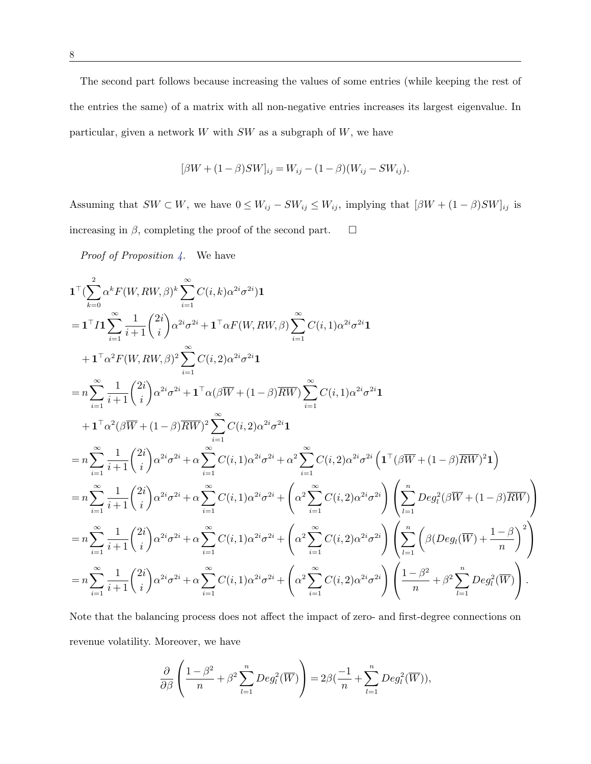The second part follows because increasing the values of some entries (while keeping the rest of the entries the same) of a matrix with all non-negative entries increases its largest eigenvalue. In particular, given a network $W$ with $SW$ as a subgraph of $W$, we have

$$[\beta W + (1-\beta)SW]_{ij} = W_{ij} - (1-\beta)(W_{ij} - SW_{ij}).$$

Assuming that $SW \subset W$, we have $0 \le W_{ij} - SW_{ij} \le W_{ij}$, implying that $[\beta W + (1-\beta)SW]_{ij}$ is increasing in $\beta$, completing the proof of the second part. $\square$

*Proof of Proposition 4.* We have

$$
\begin{aligned}
&\mathbf{1}^\top \Big(\sum_{k=0}^{2} \alpha^k F(W, RW, \beta)^k \sum_{i=1}^{\infty} C(i,k)\alpha^{2i}\sigma^{2i}\Big)\mathbf{1} \\
&= \mathbf{1}^\top I \mathbf{1} \sum_{i=1}^{\infty} \frac{1}{i+1}\binom{2i}{i}\alpha^{2i}\sigma^{2i} + \mathbf{1}^\top \alpha F(W, RW, \beta) \sum_{i=1}^{\infty} C(i,1)\alpha^{2i}\sigma^{2i}\mathbf{1} \\
&\quad + \mathbf{1}^\top \alpha^2 F(W, RW, \beta)^2 \sum_{i=1}^{\infty} C(i,2)\alpha^{2i}\sigma^{2i}\mathbf{1} \\
&= n\sum_{i=1}^{\infty} \frac{1}{i+1}\binom{2i}{i}\alpha^{2i}\sigma^{2i} + \mathbf{1}^\top \alpha(\beta\overline{W} + (1-\beta)\overline{RW}) \sum_{i=1}^{\infty} C(i,1)\alpha^{2i}\sigma^{2i}\mathbf{1} \\
&\quad + \mathbf{1}^\top \alpha^2 (\beta\overline{W} + (1-\beta)\overline{RW})^2 \sum_{i=1}^{\infty} C(i,2)\alpha^{2i}\sigma^{2i}\mathbf{1} \\
&= n\sum_{i=1}^{\infty} \frac{1}{i+1}\binom{2i}{i}\alpha^{2i}\sigma^{2i} + \alpha\sum_{i=1}^{\infty} C(i,1)\alpha^{2i}\sigma^{2i} + \alpha^2\sum_{i=1}^{\infty} C(i,2)\alpha^{2i}\sigma^{2i}\left(\mathbf{1}^\top(\beta\overline{W} + (1-\beta)\overline{RW})^2\mathbf{1}\right) \\
&= n\sum_{i=1}^{\infty} \frac{1}{i+1}\binom{2i}{i}\alpha^{2i}\sigma^{2i} + \alpha\sum_{i=1}^{\infty} C(i,1)\alpha^{2i}\sigma^{2i} + \left(\alpha^2\sum_{i=1}^{\infty} C(i,2)\alpha^{2i}\sigma^{2i}\right)\left(\sum_{l=1}^{n} Deg_l^2(\beta\overline{W} + (1-\beta)\overline{RW})\right) \\
&= n\sum_{i=1}^{\infty} \frac{1}{i+1}\binom{2i}{i}\alpha^{2i}\sigma^{2i} + \alpha\sum_{i=1}^{\infty} C(i,1)\alpha^{2i}\sigma^{2i} + \left(\alpha^2\sum_{i=1}^{\infty} C(i,2)\alpha^{2i}\sigma^{2i}\right)\left(\sum_{l=1}^{n} \left(\beta(Deg_l(\overline{W}) + \frac{1-\beta}{n}\right)^2\right) \\
&= n\sum_{i=1}^{\infty} \frac{1}{i+1}\binom{2i}{i}\alpha^{2i}\sigma^{2i} + \alpha\sum_{i=1}^{\infty} C(i,1)\alpha^{2i}\sigma^{2i} + \left(\alpha^2\sum_{i=1}^{\infty} C(i,2)\alpha^{2i}\sigma^{2i}\right)\left(\frac{1-\beta^2}{n} + \beta^2\sum_{l=1}^{n} Deg_l^2(\overline{W})\right).
\end{aligned}
$$

Note that the balancing process does not affect the impact of zero- and first-degree connections on revenue volatility. Moreover, we have

$$\frac{\partial}{\partial\beta}\left(\frac{1-\beta^2}{n} + \beta^2\sum_{l=1}^{n} Deg_l^2(\overline{W})\right) = 2\beta\Big(\frac{-1}{n} + \sum_{l=1}^{n} Deg_l^2(\overline{W})\Big),$$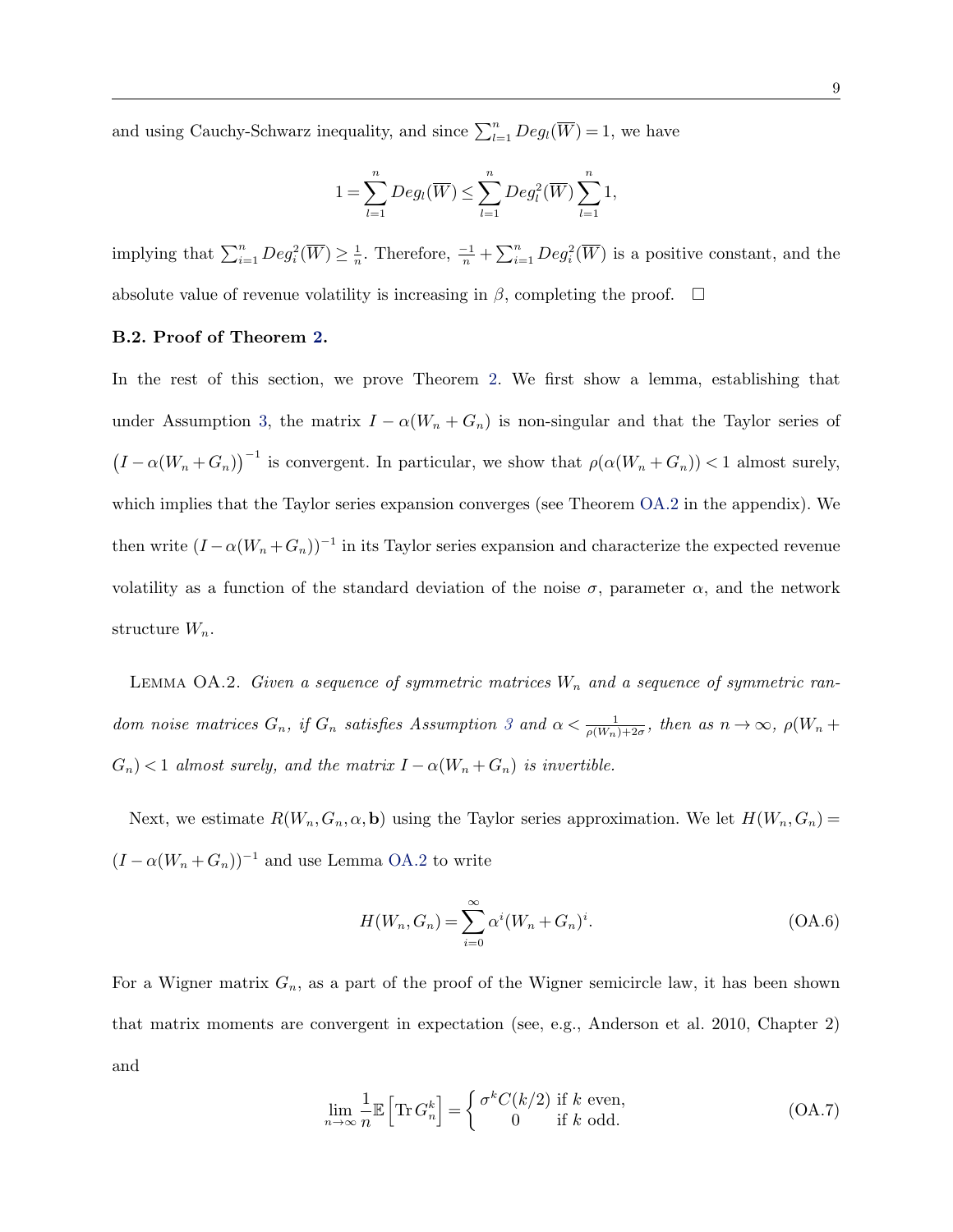and using Cauchy-Schwarz inequality, and since $\sum_{l=1}^{n} Deg_l(\overline{W}) = 1$, we have

$$1 = \sum_{l=1}^{n} Deg_l(\overline{W}) \leq \sum_{l=1}^{n} Deg_l^2(\overline{W}) \sum_{l=1}^{n} 1,$$

implying that $\sum_{i=1}^{n} Deg_i^2(\overline{W}) \geq \frac{1}{n}$. Therefore, $\frac{-1}{n} + \sum_{i=1}^{n} Deg_i^2(\overline{W})$ is a positive constant, and the absolute value of revenue volatility is increasing in $\beta$, completing the proof. $\square$

**B.2. Proof of Theorem 2.**

In the rest of this section, we prove Theorem 2. We first show a lemma, establishing that under Assumption 3, the matrix $I - \alpha(W_n + G_n)$ is non-singular and that the Taylor series of $\left(I - \alpha(W_n + G_n)\right)^{-1}$ is convergent. In particular, we show that $\rho(\alpha(W_n + G_n)) < 1$ almost surely, which implies that the Taylor series expansion converges (see Theorem OA.2 in the appendix). We then write $(I - \alpha(W_n + G_n))^{-1}$ in its Taylor series expansion and characterize the expected revenue volatility as a function of the standard deviation of the noise $\sigma$, parameter $\alpha$, and the network structure $W_n$.

Lemma OA.2. *Given a sequence of symmetric matrices $W_n$ and a sequence of symmetric random noise matrices $G_n$, if $G_n$ satisfies Assumption 3 and $\alpha < \frac{1}{\rho(W_n)+2\sigma}$, then as $n \to \infty$, $\rho(W_n + G_n) < 1$ almost surely, and the matrix $I - \alpha(W_n + G_n)$ is invertible.*

Next, we estimate $R(W_n, G_n, \alpha, \mathbf{b})$ using the Taylor series approximation. We let $H(W_n, G_n) = (I - \alpha(W_n + G_n))^{-1}$ and use Lemma OA.2 to write

$$H(W_n, G_n) = \sum_{i=0}^{\infty} \alpha^i (W_n + G_n)^i. \tag{OA.6}$$

For a Wigner matrix $G_n$, as a part of the proof of the Wigner semicircle law, it has been shown that matrix moments are convergent in expectation (see, e.g., Anderson et al. 2010, Chapter 2) and

$$\lim_{n \to \infty} \frac{1}{n} \mathbb{E}\left[\operatorname{Tr} G_n^k\right] = \begin{cases} \sigma^k C(k/2) & \text{if } k \text{ even,} \\ 0 & \text{if } k \text{ odd.} \end{cases} \tag{OA.7}$$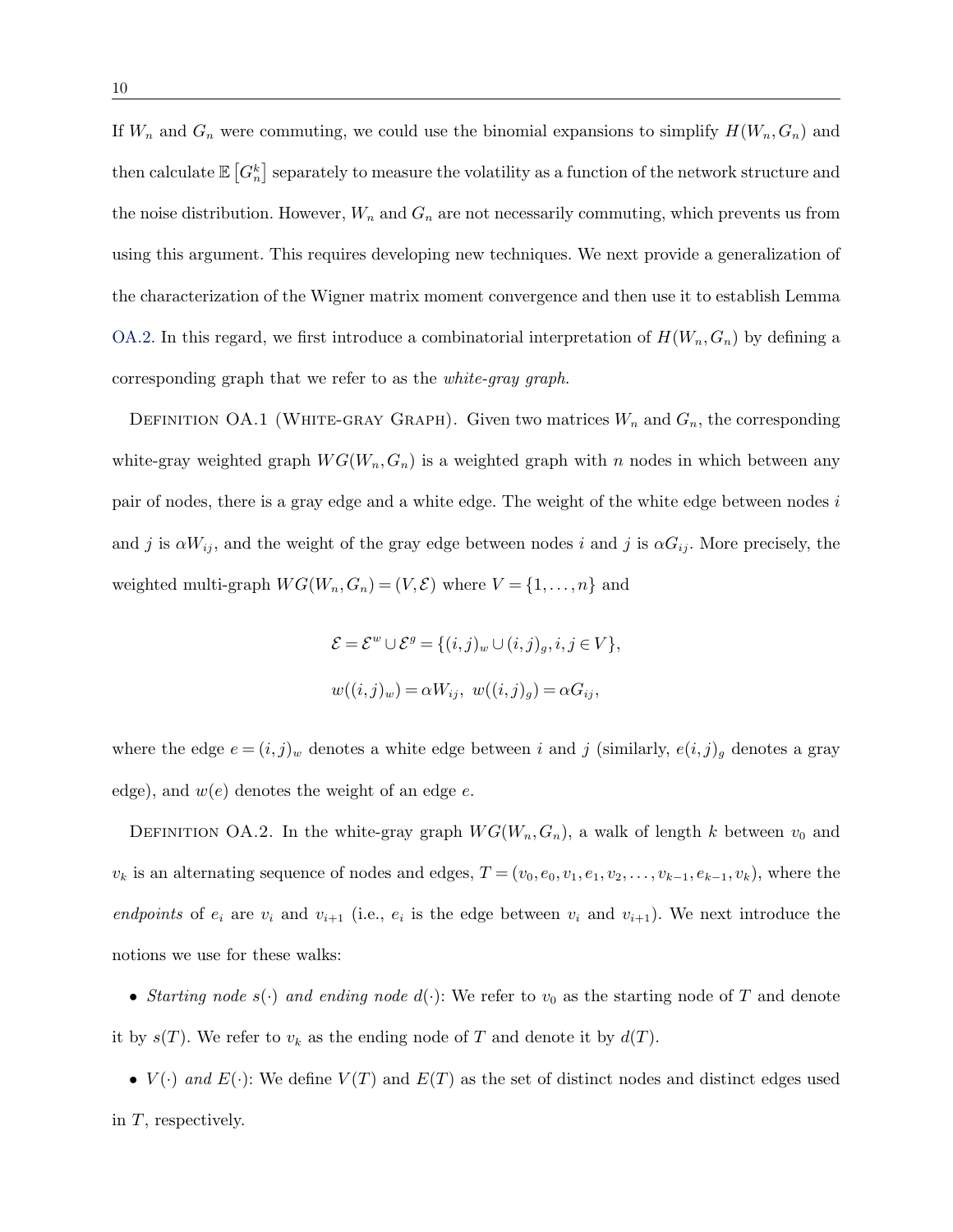If $W_n$ and $G_n$ were commuting, we could use the binomial expansions to simplify $H(W_n, G_n)$ and then calculate $\mathbb{E}\left[G_n^k\right]$ separately to measure the volatility as a function of the network structure and the noise distribution. However, $W_n$ and $G_n$ are not necessarily commuting, which prevents us from using this argument. This requires developing new techniques. We next provide a generalization of the characterization of the Wigner matrix moment convergence and then use it to establish Lemma OA.2. In this regard, we first introduce a combinatorial interpretation of $H(W_n, G_n)$ by defining a corresponding graph that we refer to as the *white-gray graph*.

Definition OA.1 (White-gray Graph). Given two matrices $W_n$ and $G_n$, the corresponding white-gray weighted graph $WG(W_n, G_n)$ is a weighted graph with $n$ nodes in which between any pair of nodes, there is a gray edge and a white edge. The weight of the white edge between nodes $i$ and $j$ is $\alpha W_{ij}$, and the weight of the gray edge between nodes $i$ and $j$ is $\alpha G_{ij}$. More precisely, the weighted multi-graph $WG(W_n, G_n) = (V, \mathcal{E})$ where $V = \{1, \ldots, n\}$ and

$$\mathcal{E} = \mathcal{E}^w \cup \mathcal{E}^g = \{(i,j)_w \cup (i,j)_g, i,j \in V\},$$

$$w((i,j)_w) = \alpha W_{ij},\ w((i,j)_g) = \alpha G_{ij},$$

where the edge $e = (i,j)_w$ denotes a white edge between $i$ and $j$ (similarly, $e(i,j)_g$ denotes a gray edge), and $w(e)$ denotes the weight of an edge $e$.

Definition OA.2. In the white-gray graph $WG(W_n, G_n)$, a walk of length $k$ between $v_0$ and $v_k$ is an alternating sequence of nodes and edges, $T = (v_0, e_0, v_1, e_1, v_2, \ldots, v_{k-1}, e_{k-1}, v_k)$, where the *endpoints* of $e_i$ are $v_i$ and $v_{i+1}$ (i.e., $e_i$ is the edge between $v_i$ and $v_{i+1}$). We next introduce the notions we use for these walks:

- *Starting node $s(\cdot)$ and ending node $d(\cdot)$*: We refer to $v_0$ as the starting node of $T$ and denote it by $s(T)$. We refer to $v_k$ as the ending node of $T$ and denote it by $d(T)$.
- *$V(\cdot)$ and $E(\cdot)$*: We define $V(T)$ and $E(T)$ as the set of distinct nodes and distinct edges used in $T$, respectively.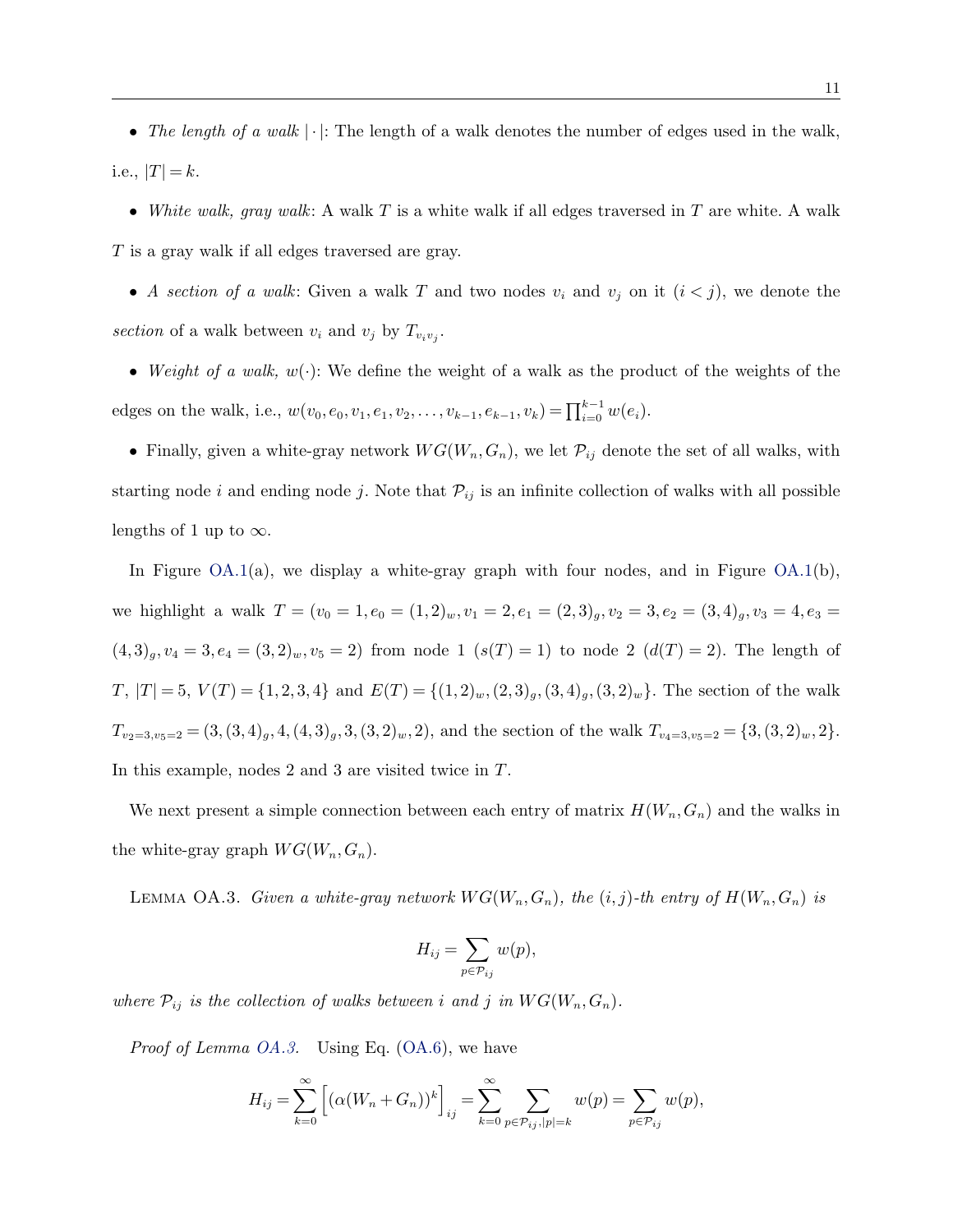- *The length of a walk* $|\cdot|$: The length of a walk denotes the number of edges used in the walk, i.e., $|T| = k$.

- *White walk, gray walk*: A walk $T$ is a white walk if all edges traversed in $T$ are white. A walk $T$ is a gray walk if all edges traversed are gray.

- *A section of a walk*: Given a walk $T$ and two nodes $v_i$ and $v_j$ on it ($i < j$), we denote the *section* of a walk between $v_i$ and $v_j$ by $T_{v_i v_j}$.

- *Weight of a walk,* $w(\cdot)$: We define the weight of a walk as the product of the weights of the edges on the walk, i.e., $w(v_0, e_0, v_1, e_1, v_2, \ldots, v_{k-1}, e_{k-1}, v_k) = \prod_{i=0}^{k-1} w(e_i)$.

- Finally, given a white-gray network $WG(W_n, G_n)$, we let $\mathcal{P}_{ij}$ denote the set of all walks, with starting node $i$ and ending node $j$. Note that $\mathcal{P}_{ij}$ is an infinite collection of walks with all possible lengths of 1 up to $\infty$.

In Figure OA.1(a), we display a white-gray graph with four nodes, and in Figure OA.1(b), we highlight a walk $T = (v_0 = 1, e_0 = (1,2)_w, v_1 = 2, e_1 = (2,3)_g, v_2 = 3, e_2 = (3,4)_g, v_3 = 4, e_3 = (4,3)_g, v_4 = 3, e_4 = (3,2)_w, v_5 = 2)$ from node 1 ($s(T) = 1$) to node 2 ($d(T) = 2$). The length of $T$, $|T| = 5$, $V(T) = \{1,2,3,4\}$ and $E(T) = \{(1,2)_w, (2,3)_g, (3,4)_g, (3,2)_w\}$. The section of the walk $T_{v_2=3, v_5=2} = (3, (3,4)_g, 4, (4,3)_g, 3, (3,2)_w, 2)$, and the section of the walk $T_{v_4=3, v_5=2} = \{3, (3,2)_w, 2\}$. In this example, nodes 2 and 3 are visited twice in $T$.

We next present a simple connection between each entry of matrix $H(W_n, G_n)$ and the walks in the white-gray graph $WG(W_n, G_n)$.

Lemma OA.3. *Given a white-gray network $WG(W_n, G_n)$, the $(i,j)$-th entry of $H(W_n, G_n)$ is*

$$H_{ij} = \sum_{p \in \mathcal{P}_{ij}} w(p),$$

*where $\mathcal{P}_{ij}$ is the collection of walks between $i$ and $j$ in $WG(W_n, G_n)$.*

*Proof of Lemma OA.3.* Using Eq. (OA.6), we have

$$H_{ij} = \sum_{k=0}^{\infty} \left[ \left( \alpha(W_n + G_n) \right)^k \right]_{ij} = \sum_{k=0}^{\infty} \sum_{p \in \mathcal{P}_{ij}, |p| = k} w(p) = \sum_{p \in \mathcal{P}_{ij}} w(p),$$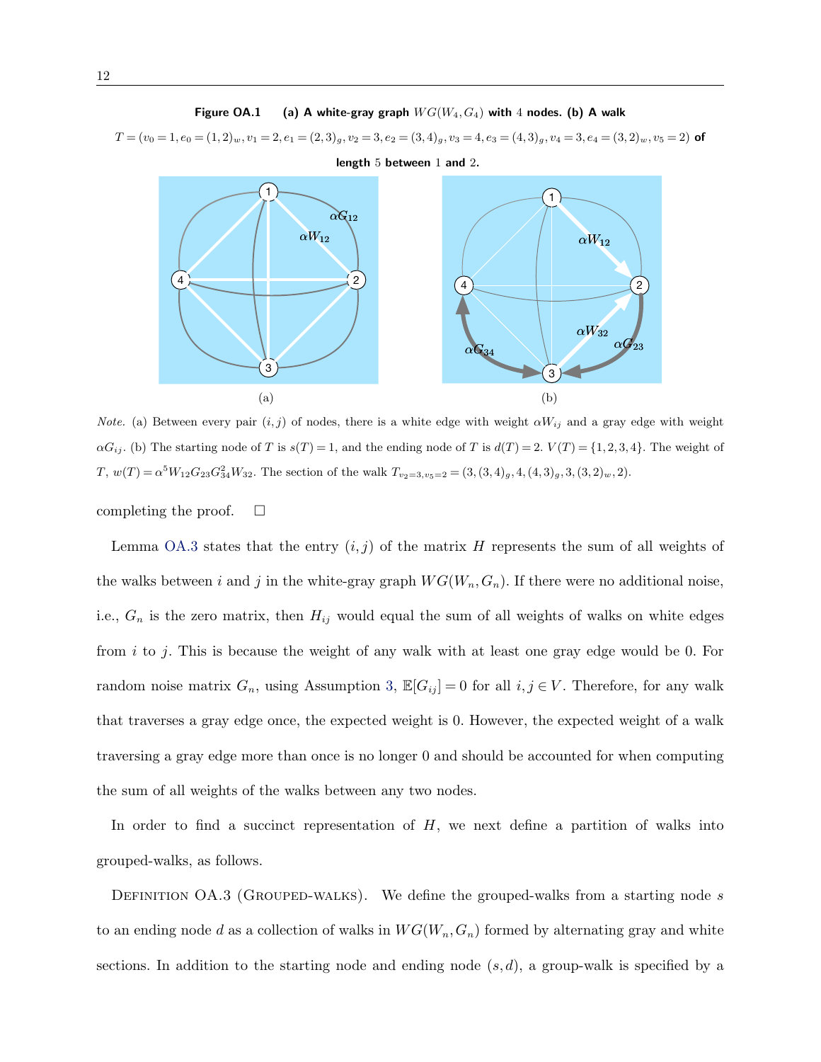**Figure OA.1** **(a) A white-gray graph $WG(W_4, G_4)$ with 4 nodes. (b) A walk $T = (v_0 = 1, e_0 = (1,2)_w, v_1 = 2, e_1 = (2,3)_g, v_2 = 3, e_2 = (3,4)_g, v_3 = 4, e_3 = (4,3)_g, v_4 = 3, e_4 = (3,2)_w, v_5 = 2)$ of length 5 between 1 and 2.**

(a)

(b)

*Note.* (a) Between every pair $(i,j)$ of nodes, there is a white edge with weight $\alpha W_{ij}$ and a gray edge with weight $\alpha G_{ij}$. (b) The starting node of $T$ is $s(T) = 1$, and the ending node of $T$ is $d(T) = 2$. $V(T) = \{1,2,3,4\}$. The weight of $T$, $w(T) = \alpha^5 W_{12} G_{23} G_{34}^2 W_{32}$. The section of the walk $T_{v_2=3, v_5=2} = (3, (3,4)_g, 4, (4,3)_g, 3, (3,2)_w, 2)$.

completing the proof. □

Lemma OA.3 states that the entry $(i,j)$ of the matrix $H$ represents the sum of all weights of the walks between $i$ and $j$ in the white-gray graph $WG(W_n, G_n)$. If there were no additional noise, i.e., $G_n$ is the zero matrix, then $H_{ij}$ would equal the sum of all weights of walks on white edges from $i$ to $j$. This is because the weight of any walk with at least one gray edge would be 0. For random noise matrix $G_n$, using Assumption 3, $\mathbb{E}[G_{ij}] = 0$ for all $i,j \in V$. Therefore, for any walk that traverses a gray edge once, the expected weight is 0. However, the expected weight of a walk traversing a gray edge more than once is no longer 0 and should be accounted for when computing the sum of all weights of the walks between any two nodes.

In order to find a succinct representation of $H$, we next define a partition of walks into grouped-walks, as follows.

Definition OA.3 (Grouped-walks). We define the grouped-walks from a starting node $s$ to an ending node $d$ as a collection of walks in $WG(W_n, G_n)$ formed by alternating gray and white sections. In addition to the starting node and ending node $(s,d)$, a group-walk is specified by a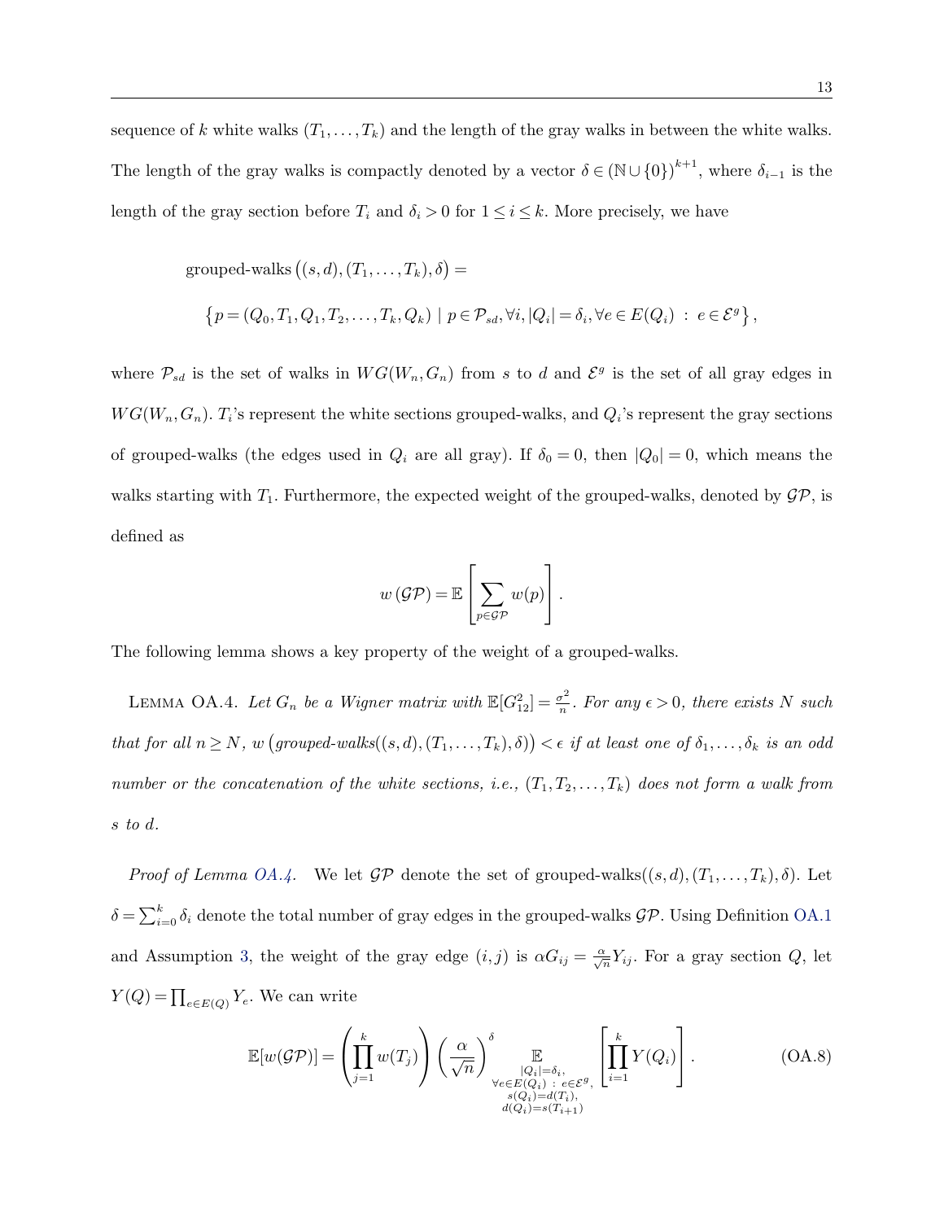sequence of $k$ white walks $(T_1, \ldots, T_k)$ and the length of the gray walks in between the white walks. The length of the gray walks is compactly denoted by a vector $\delta \in (\mathbb{N} \cup \{0\})^{k+1}$, where $\delta_{i-1}$ is the length of the gray section before $T_i$ and $\delta_i > 0$ for $1 \leq i \leq k$. More precisely, we have

$$\text{grouped-walks}\left((s,d),(T_1,\ldots,T_k),\delta\right) =$$

$$\left\{p = (Q_0, T_1, Q_1, T_2, \ldots, T_k, Q_k) \mid p \in \mathcal{P}_{sd}, \forall i, |Q_i| = \delta_i, \forall e \in E(Q_i) \, : \, e \in \mathcal{E}^g \right\},$$

where $\mathcal{P}_{sd}$ is the set of walks in $WG(W_n, G_n)$ from $s$ to $d$ and $\mathcal{E}^g$ is the set of all gray edges in $WG(W_n, G_n)$. $T_i$'s represent the white sections grouped-walks, and $Q_i$'s represent the gray sections of grouped-walks (the edges used in $Q_i$ are all gray). If $\delta_0 = 0$, then $|Q_0| = 0$, which means the walks starting with $T_1$. Furthermore, the expected weight of the grouped-walks, denoted by $\mathcal{GP}$, is defined as

$$w\left(\mathcal{GP}\right) = \mathbb{E}\left[\sum_{p \in \mathcal{GP}} w(p)\right].$$

The following lemma shows a key property of the weight of a grouped-walks.

Lemma OA.4. *Let $G_n$ be a Wigner matrix with $\mathbb{E}[G_{12}^2] = \frac{\sigma^2}{n}$. For any $\epsilon > 0$, there exists $N$ such that for all $n \geq N$, $w\left(\text{grouped-walks}((s,d),(T_1,\ldots,T_k),\delta)\right) < \epsilon$ if at least one of $\delta_1, \ldots, \delta_k$ is an odd number or the concatenation of the white sections, i.e., $(T_1, T_2, \ldots, T_k)$ does not form a walk from $s$ to $d$.*

*Proof of Lemma OA.4.* We let $\mathcal{GP}$ denote the set of grouped-walks$((s,d),(T_1,\ldots,T_k),\delta)$. Let $\delta = \sum_{i=0}^{k} \delta_i$ denote the total number of gray edges in the grouped-walks $\mathcal{GP}$. Using Definition OA.1 and Assumption 3, the weight of the gray edge $(i,j)$ is $\alpha G_{ij} = \frac{\alpha}{\sqrt{n}} Y_{ij}$. For a gray section $Q$, let $Y(Q) = \prod_{e \in E(Q)} Y_e$. We can write

$$\mathbb{E}[w(\mathcal{GP})] = \left(\prod_{j=1}^{k} w(T_j)\right) \left(\frac{\alpha}{\sqrt{n}}\right)^{\delta} \underset{\substack{|Q_i| = \delta_i, \\ \forall e \in E(Q_i) \, : \, e \in \mathcal{E}^g, \\ s(Q_i) = d(T_i), \\ d(Q_i) = s(T_{i+1})}}{\mathbb{E}} \left[\prod_{i=1}^{k} Y(Q_i)\right]. \tag{OA.8}$$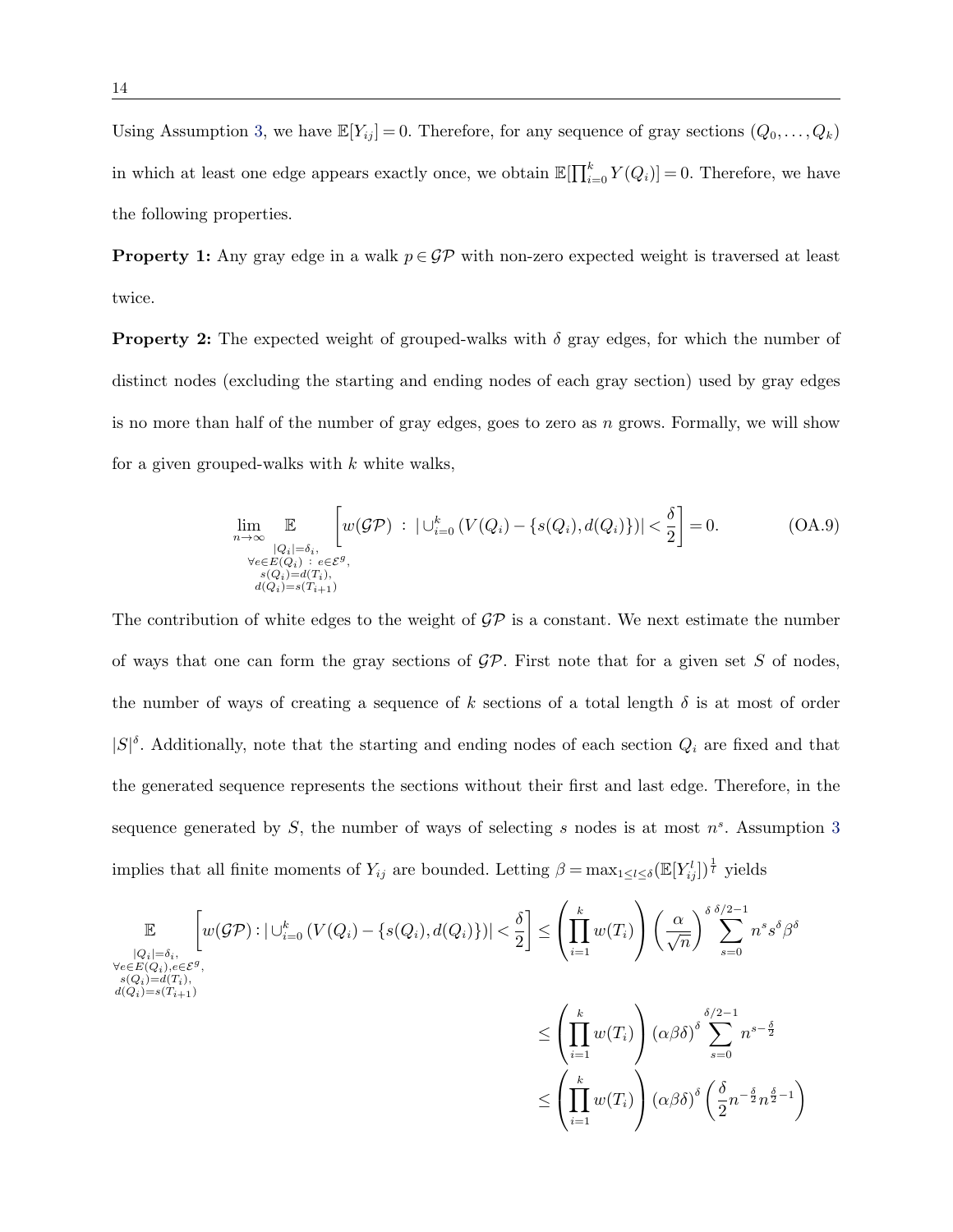Using Assumption 3, we have $\mathbb{E}[Y_{ij}] = 0$. Therefore, for any sequence of gray sections $(Q_0, \ldots, Q_k)$ in which at least one edge appears exactly once, we obtain $\mathbb{E}[\prod_{i=0}^{k} Y(Q_i)] = 0$. Therefore, we have the following properties.

**Property 1:** Any gray edge in a walk $p \in \mathcal{GP}$ with non-zero expected weight is traversed at least twice.

**Property 2:** The expected weight of grouped-walks with $\delta$ gray edges, for which the number of distinct nodes (excluding the starting and ending nodes of each gray section) used by gray edges is no more than half of the number of gray edges, goes to zero as $n$ grows. Formally, we will show for a given grouped-walks with $k$ white walks,

$$\lim_{n\to\infty} \underset{\substack{|Q_i|=\delta_i,\\ \forall e \in E(Q_i)\,:\, e\in\mathcal{E}^g,\\ s(Q_i)=d(T_i),\\ d(Q_i)=s(T_{i+1})}}{\mathbb{E}} \left[ w(\mathcal{GP}) \;:\; |\cup_{i=0}^{k} \left(V(Q_i) - \{s(Q_i), d(Q_i)\}\right)| < \frac{\delta}{2} \right] = 0. \tag{OA.9}$$

The contribution of white edges to the weight of $\mathcal{GP}$ is a constant. We next estimate the number of ways that one can form the gray sections of $\mathcal{GP}$. First note that for a given set $S$ of nodes, the number of ways of creating a sequence of $k$ sections of a total length $\delta$ is at most of order $|S|^{\delta}$. Additionally, note that the starting and ending nodes of each section $Q_i$ are fixed and that the generated sequence represents the sections without their first and last edge. Therefore, in the sequence generated by $S$, the number of ways of selecting $s$ nodes is at most $n^s$. Assumption 3 implies that all finite moments of $Y_{ij}$ are bounded. Letting $\beta = \max_{1\le l \le \delta} (\mathbb{E}[Y_{ij}^l])^{\frac{1}{l}}$ yields

$$\begin{aligned}
\underset{\substack{|Q_i|=\delta_i,\\ \forall e \in E(Q_i), e\in\mathcal{E}^g,\\ s(Q_i)=d(T_i),\\ d(Q_i)=s(T_{i+1})}}{\mathbb{E}} \left[ w(\mathcal{GP}) : |\cup_{i=0}^{k} \left(V(Q_i) - \{s(Q_i), d(Q_i)\}\right)| < \frac{\delta}{2} \right] &\le \left( \prod_{i=1}^{k} w(T_i) \right) \left( \frac{\alpha}{\sqrt{n}} \right)^{\delta} \sum_{s=0}^{\delta/2-1} n^s s^{\delta} \beta^{\delta} \\
&\le \left( \prod_{i=1}^{k} w(T_i) \right) (\alpha\beta\delta)^{\delta} \sum_{s=0}^{\delta/2-1} n^{s-\frac{\delta}{2}} \\
&\le \left( \prod_{i=1}^{k} w(T_i) \right) (\alpha\beta\delta)^{\delta} \left( \frac{\delta}{2} n^{-\frac{\delta}{2}} n^{\frac{\delta}{2}-1} \right)
\end{aligned}$$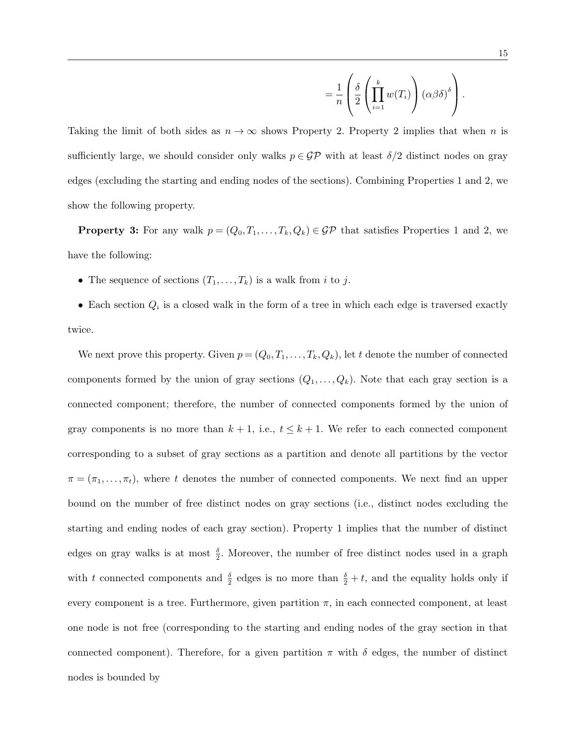$$= \frac{1}{n} \left( \frac{\delta}{2} \left( \prod_{i=1}^{k} w(T_i) \right) (\alpha\beta\delta)^{\delta} \right).$$

Taking the limit of both sides as $n \to \infty$ shows Property 2. Property 2 implies that when $n$ is sufficiently large, we should consider only walks $p \in \mathcal{GP}$ with at least $\delta/2$ distinct nodes on gray edges (excluding the starting and ending nodes of the sections). Combining Properties 1 and 2, we show the following property.

**Property 3:** For any walk $p = (Q_0, T_1, \ldots, T_k, Q_k) \in \mathcal{GP}$ that satisfies Properties 1 and 2, we have the following:

- The sequence of sections $(T_1, \ldots, T_k)$ is a walk from $i$ to $j$.
- Each section $Q_i$ is a closed walk in the form of a tree in which each edge is traversed exactly twice.

We next prove this property. Given $p = (Q_0, T_1, \ldots, T_k, Q_k)$, let $t$ denote the number of connected components formed by the union of gray sections $(Q_1, \ldots, Q_k)$. Note that each gray section is a connected component; therefore, the number of connected components formed by the union of gray components is no more than $k+1$, i.e., $t \leq k+1$. We refer to each connected component corresponding to a subset of gray sections as a partition and denote all partitions by the vector $\pi = (\pi_1, \ldots, \pi_t)$, where $t$ denotes the number of connected components. We next find an upper bound on the number of free distinct nodes on gray sections (i.e., distinct nodes excluding the starting and ending nodes of each gray section). Property 1 implies that the number of distinct edges on gray walks is at most $\frac{\delta}{2}$. Moreover, the number of free distinct nodes used in a graph with $t$ connected components and $\frac{\delta}{2}$ edges is no more than $\frac{\delta}{2} + t$, and the equality holds only if every component is a tree. Furthermore, given partition $\pi$, in each connected component, at least one node is not free (corresponding to the starting and ending nodes of the gray section in that connected component). Therefore, for a given partition $\pi$ with $\delta$ edges, the number of distinct nodes is bounded by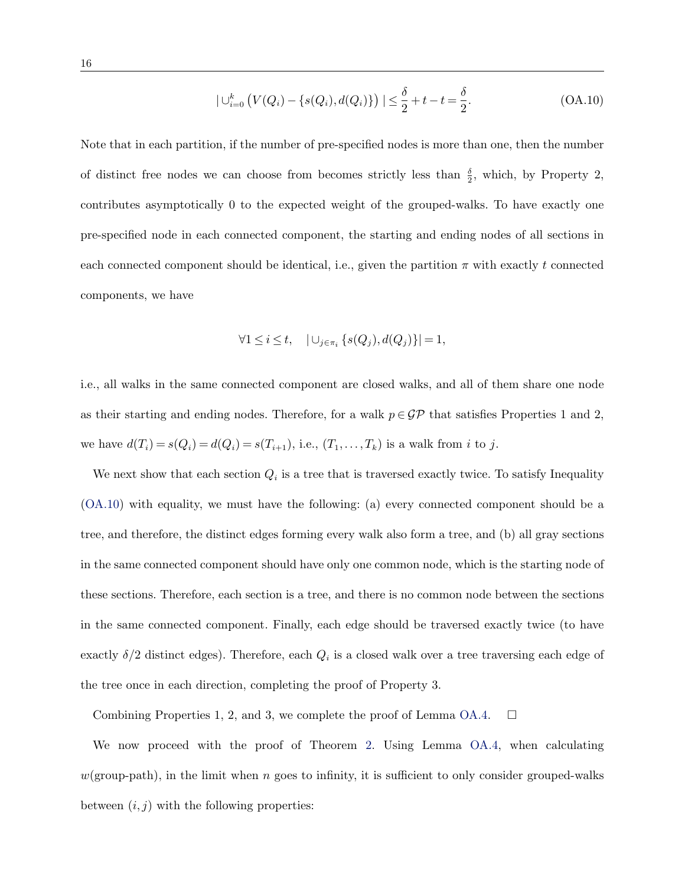$$|\cup_{i=0}^{k}\left(V(Q_i)-\{s(Q_i),d(Q_i)\}\right)|\leq\frac{\delta}{2}+t-t=\frac{\delta}{2}. \tag{OA.10}$$

Note that in each partition, if the number of pre-specified nodes is more than one, then the number of distinct free nodes we can choose from becomes strictly less than $\frac{\delta}{2}$, which, by Property 2, contributes asymptotically 0 to the expected weight of the grouped-walks. To have exactly one pre-specified node in each connected component, the starting and ending nodes of all sections in each connected component should be identical, i.e., given the partition $\pi$ with exactly $t$ connected components, we have

$$\forall 1\leq i\leq t,\quad |\cup_{j\in\pi_i}\{s(Q_j),d(Q_j)\}|=1,$$

i.e., all walks in the same connected component are closed walks, and all of them share one node as their starting and ending nodes. Therefore, for a walk $p\in\mathcal{GP}$ that satisfies Properties 1 and 2, we have $d(T_i)=s(Q_i)=d(Q_i)=s(T_{i+1})$, i.e., $(T_1,\ldots,T_k)$ is a walk from $i$ to $j$.

We next show that each section $Q_i$ is a tree that is traversed exactly twice. To satisfy Inequality (OA.10) with equality, we must have the following: (a) every connected component should be a tree, and therefore, the distinct edges forming every walk also form a tree, and (b) all gray sections in the same connected component should have only one common node, which is the starting node of these sections. Therefore, each section is a tree, and there is no common node between the sections in the same connected component. Finally, each edge should be traversed exactly twice (to have exactly $\delta/2$ distinct edges). Therefore, each $Q_i$ is a closed walk over a tree traversing each edge of the tree once in each direction, completing the proof of Property 3.

Combining Properties 1, 2, and 3, we complete the proof of Lemma OA.4. $\square$

We now proceed with the proof of Theorem 2. Using Lemma OA.4, when calculating $w(\text{group-path})$, in the limit when $n$ goes to infinity, it is sufficient to only consider grouped-walks between $(i,j)$ with the following properties: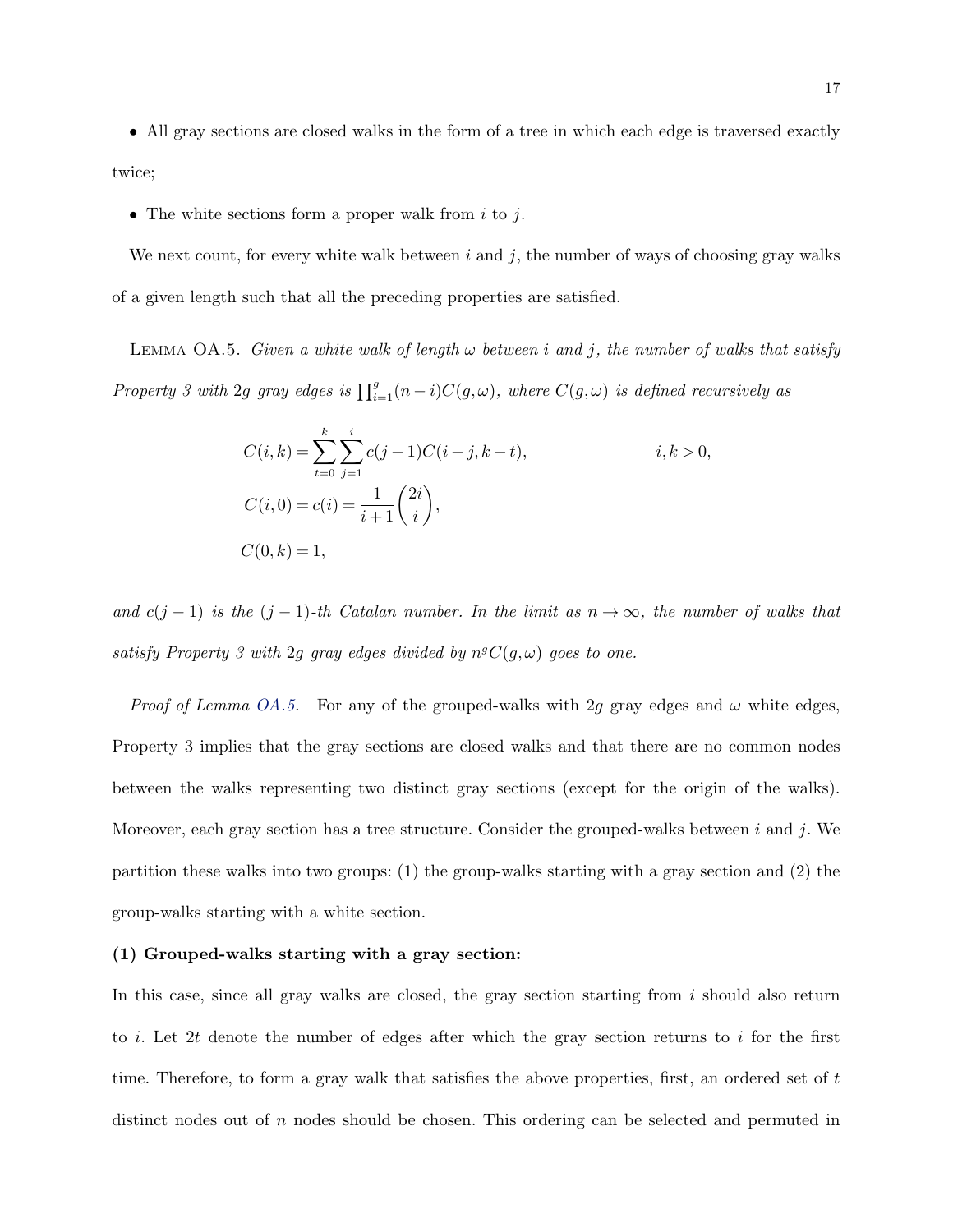- All gray sections are closed walks in the form of a tree in which each edge is traversed exactly twice;

- The white sections form a proper walk from $i$ to $j$.

We next count, for every white walk between $i$ and $j$, the number of ways of choosing gray walks of a given length such that all the preceding properties are satisfied.

Lemma OA.5. *Given a white walk of length $\omega$ between $i$ and $j$, the number of walks that satisfy Property 3 with $2g$ gray edges is $\prod_{i=1}^{g}(n-i)C(g,\omega)$, where $C(g,\omega)$ is defined recursively as*

$$
\begin{aligned}
C(i,k) &= \sum_{t=0}^{k}\sum_{j=1}^{i} c(j-1)C(i-j,k-t), && i,k>0,\\
C(i,0) &= c(i) = \frac{1}{i+1}\binom{2i}{i},\\
C(0,k) &= 1,
\end{aligned}
$$

*and $c(j-1)$ is the $(j-1)$-th Catalan number. In the limit as $n\to\infty$, the number of walks that satisfy Property 3 with $2g$ gray edges divided by $n^{g}C(g,\omega)$ goes to one.*

*Proof of Lemma OA.5.* For any of the grouped-walks with $2g$ gray edges and $\omega$ white edges, Property 3 implies that the gray sections are closed walks and that there are no common nodes between the walks representing two distinct gray sections (except for the origin of the walks). Moreover, each gray section has a tree structure. Consider the grouped-walks between $i$ and $j$. We partition these walks into two groups: (1) the group-walks starting with a gray section and (2) the group-walks starting with a white section.

**(1) Grouped-walks starting with a gray section:**

In this case, since all gray walks are closed, the gray section starting from $i$ should also return to $i$. Let $2t$ denote the number of edges after which the gray section returns to $i$ for the first time. Therefore, to form a gray walk that satisfies the above properties, first, an ordered set of $t$ distinct nodes out of $n$ nodes should be chosen. This ordering can be selected and permuted in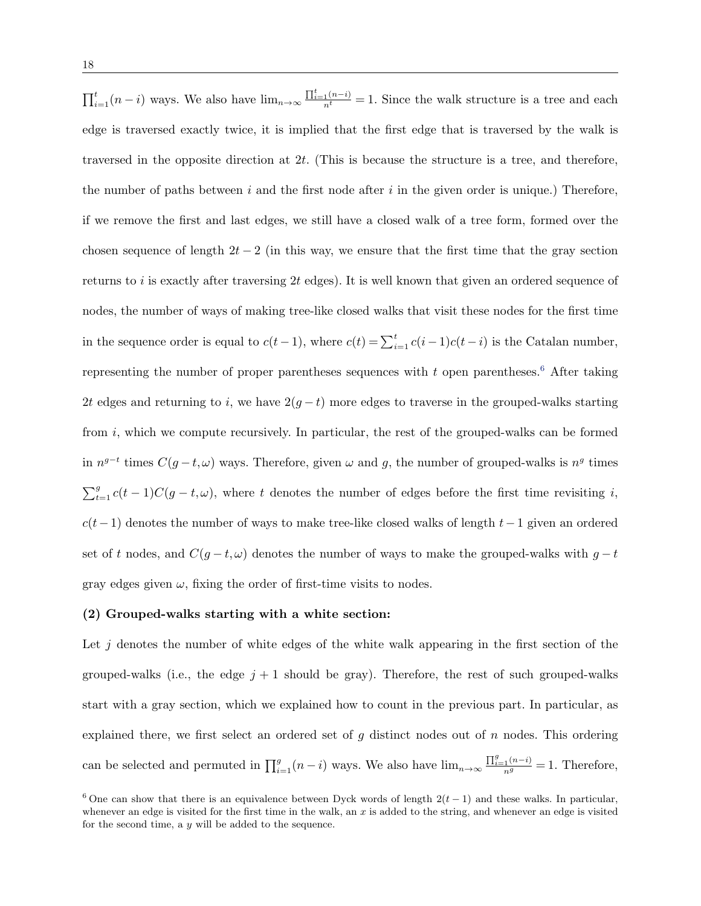$\prod_{i=1}^{t}(n-i)$ ways. We also have $\lim_{n\to\infty}\frac{\prod_{i=1}^{t}(n-i)}{n^t}=1$. Since the walk structure is a tree and each edge is traversed exactly twice, it is implied that the first edge that is traversed by the walk is traversed in the opposite direction at $2t$. (This is because the structure is a tree, and therefore, the number of paths between $i$ and the first node after $i$ in the given order is unique.) Therefore, if we remove the first and last edges, we still have a closed walk of a tree form, formed over the chosen sequence of length $2t-2$ (in this way, we ensure that the first time that the gray section returns to $i$ is exactly after traversing $2t$ edges). It is well known that given an ordered sequence of nodes, the number of ways of making tree-like closed walks that visit these nodes for the first time in the sequence order is equal to $c(t-1)$, where $c(t)=\sum_{i=1}^{t}c(i-1)c(t-i)$ is the Catalan number, representing the number of proper parentheses sequences with $t$ open parentheses.[6] After taking $2t$ edges and returning to $i$, we have $2(g-t)$ more edges to traverse in the grouped-walks starting from $i$, which we compute recursively. In particular, the rest of the grouped-walks can be formed in $n^{g-t}$ times $C(g-t,\omega)$ ways. Therefore, given $\omega$ and $g$, the number of grouped-walks is $n^g$ times $\sum_{t=1}^{g}c(t-1)C(g-t,\omega)$, where $t$ denotes the number of edges before the first time revisiting $i$, $c(t-1)$ denotes the number of ways to make tree-like closed walks of length $t-1$ given an ordered set of $t$ nodes, and $C(g-t,\omega)$ denotes the number of ways to make the grouped-walks with $g-t$ gray edges given $\omega$, fixing the order of first-time visits to nodes.

**(2) Grouped-walks starting with a white section:**

Let $j$ denotes the number of white edges of the white walk appearing in the first section of the grouped-walks (i.e., the edge $j+1$ should be gray). Therefore, the rest of such grouped-walks start with a gray section, which we explained how to count in the previous part. In particular, as explained there, we first select an ordered set of $g$ distinct nodes out of $n$ nodes. This ordering can be selected and permuted in $\prod_{i=1}^{g}(n-i)$ ways. We also have $\lim_{n\to\infty}\frac{\prod_{i=1}^{g}(n-i)}{n^g}=1$. Therefore,

[6] One can show that there is an equivalence between Dyck words of length $2(t-1)$ and these walks. In particular, whenever an edge is visited for the first time in the walk, an $x$ is added to the string, and whenever an edge is visited for the second time, a $y$ will be added to the sequence.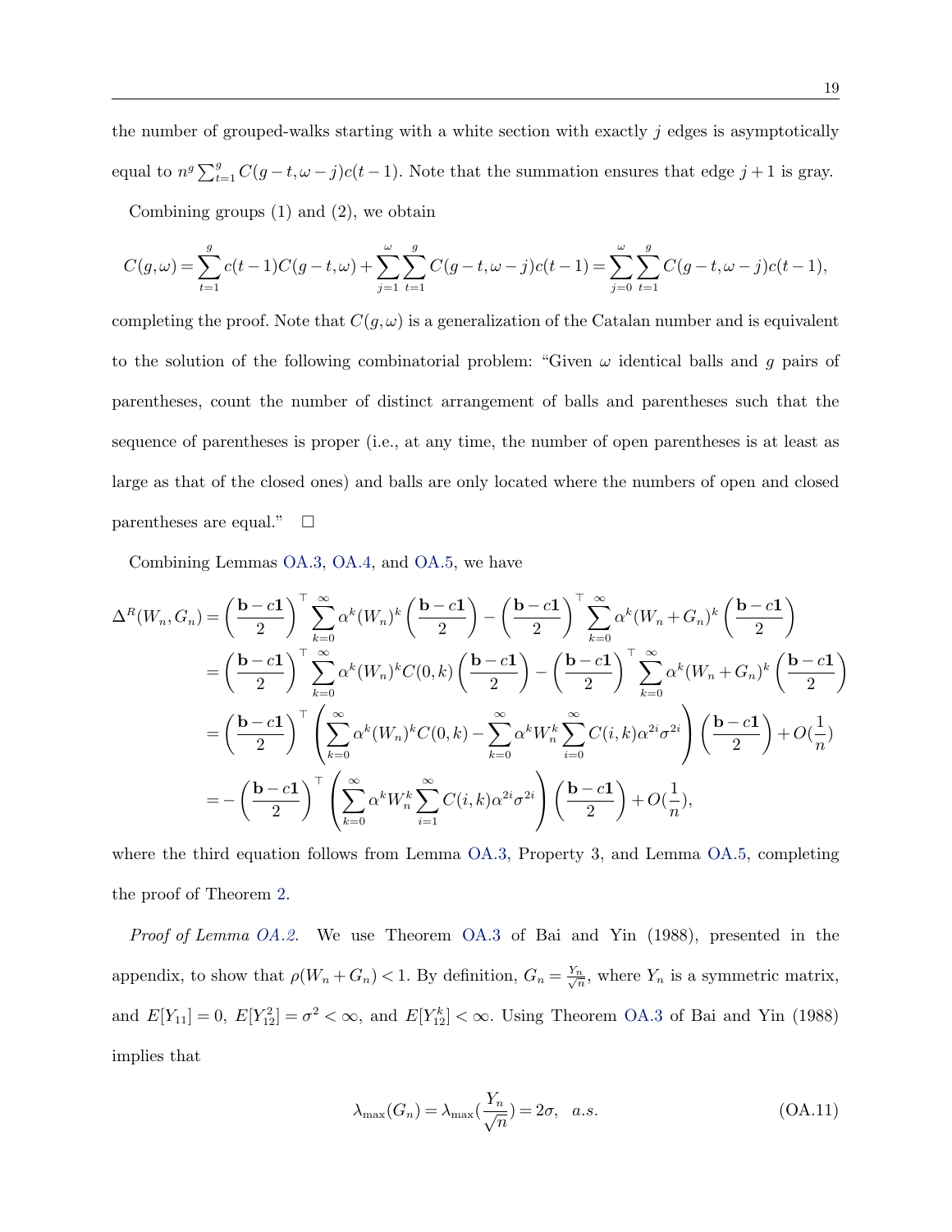the number of grouped-walks starting with a white section with exactly $j$ edges is asymptotically equal to $n^g \sum_{t=1}^{g} C(g-t, \omega-j)c(t-1)$. Note that the summation ensures that edge $j+1$ is gray.

Combining groups (1) and (2), we obtain

$$C(g,\omega) = \sum_{t=1}^{g} c(t-1)C(g-t,\omega) + \sum_{j=1}^{\omega}\sum_{t=1}^{g} C(g-t,\omega-j)c(t-1) = \sum_{j=0}^{\omega}\sum_{t=1}^{g} C(g-t,\omega-j)c(t-1),$$

completing the proof. Note that $C(g,\omega)$ is a generalization of the Catalan number and is equivalent to the solution of the following combinatorial problem: "Given $\omega$ identical balls and $g$ pairs of parentheses, count the number of distinct arrangement of balls and parentheses such that the sequence of parentheses is proper (i.e., at any time, the number of open parentheses is at least as large as that of the closed ones) and balls are only located where the numbers of open and closed parentheses are equal." $\square$

Combining Lemmas OA.3, OA.4, and OA.5, we have

$$\begin{aligned}
\Delta^R(W_n, G_n) &= \left(\frac{\mathbf{b}-c\mathbf{1}}{2}\right)^\top \sum_{k=0}^{\infty} \alpha^k (W_n)^k \left(\frac{\mathbf{b}-c\mathbf{1}}{2}\right) - \left(\frac{\mathbf{b}-c\mathbf{1}}{2}\right)^\top \sum_{k=0}^{\infty} \alpha^k (W_n+G_n)^k \left(\frac{\mathbf{b}-c\mathbf{1}}{2}\right) \\
&= \left(\frac{\mathbf{b}-c\mathbf{1}}{2}\right)^\top \sum_{k=0}^{\infty} \alpha^k (W_n)^k C(0,k) \left(\frac{\mathbf{b}-c\mathbf{1}}{2}\right) - \left(\frac{\mathbf{b}-c\mathbf{1}}{2}\right)^\top \sum_{k=0}^{\infty} \alpha^k (W_n+G_n)^k \left(\frac{\mathbf{b}-c\mathbf{1}}{2}\right) \\
&= \left(\frac{\mathbf{b}-c\mathbf{1}}{2}\right)^\top \left(\sum_{k=0}^{\infty} \alpha^k (W_n)^k C(0,k) - \sum_{k=0}^{\infty} \alpha^k W_n^k \sum_{i=0}^{\infty} C(i,k)\alpha^{2i}\sigma^{2i}\right) \left(\frac{\mathbf{b}-c\mathbf{1}}{2}\right) + O(\frac{1}{n}) \\
&= -\left(\frac{\mathbf{b}-c\mathbf{1}}{2}\right)^\top \left(\sum_{k=0}^{\infty} \alpha^k W_n^k \sum_{i=1}^{\infty} C(i,k)\alpha^{2i}\sigma^{2i}\right) \left(\frac{\mathbf{b}-c\mathbf{1}}{2}\right) + O(\frac{1}{n}),
\end{aligned}$$

where the third equation follows from Lemma OA.3, Property 3, and Lemma OA.5, completing the proof of Theorem 2.

*Proof of Lemma OA.2.* We use Theorem OA.3 of Bai and Yin (1988), presented in the appendix, to show that $\rho(W_n + G_n) < 1$. By definition, $G_n = \frac{Y_n}{\sqrt{n}}$, where $Y_n$ is a symmetric matrix, and $E[Y_{11}] = 0$, $E[Y_{12}^2] = \sigma^2 < \infty$, and $E[Y_{12}^k] < \infty$. Using Theorem OA.3 of Bai and Yin (1988) implies that

$$\lambda_{\max}(G_n) = \lambda_{\max}(\frac{Y_n}{\sqrt{n}}) = 2\sigma, \quad a.s. \tag{OA.11}$$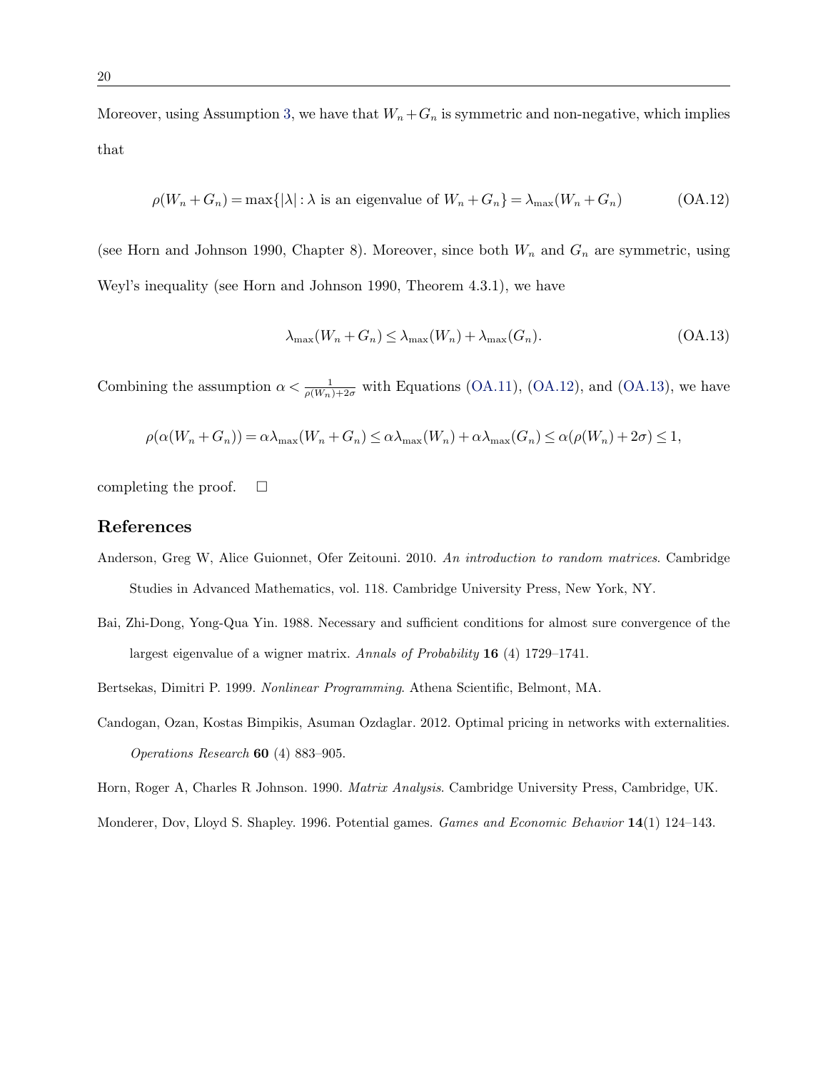Moreover, using Assumption 3, we have that $W_n + G_n$ is symmetric and non-negative, which implies that

$$\rho(W_n + G_n) = \max\{|\lambda| : \lambda \text{ is an eigenvalue of } W_n + G_n\} = \lambda_{\max}(W_n + G_n) \tag{OA.12}$$

(see Horn and Johnson 1990, Chapter 8). Moreover, since both $W_n$ and $G_n$ are symmetric, using Weyl's inequality (see Horn and Johnson 1990, Theorem 4.3.1), we have

$$\lambda_{\max}(W_n + G_n) \leq \lambda_{\max}(W_n) + \lambda_{\max}(G_n). \tag{OA.13}$$

Combining the assumption $\alpha < \frac{1}{\rho(W_n)+2\sigma}$ with Equations (OA.11), (OA.12), and (OA.13), we have

$$\rho(\alpha(W_n + G_n)) = \alpha\lambda_{\max}(W_n + G_n) \leq \alpha\lambda_{\max}(W_n) + \alpha\lambda_{\max}(G_n) \leq \alpha(\rho(W_n) + 2\sigma) \leq 1,$$

completing the proof. □

## References

Anderson, Greg W, Alice Guionnet, Ofer Zeitouni. 2010. *An introduction to random matrices*. Cambridge Studies in Advanced Mathematics, vol. 118. Cambridge University Press, New York, NY.

Bai, Zhi-Dong, Yong-Qua Yin. 1988. Necessary and sufficient conditions for almost sure convergence of the largest eigenvalue of a wigner matrix. *Annals of Probability* **16** (4) 1729–1741.

Bertsekas, Dimitri P. 1999. *Nonlinear Programming*. Athena Scientific, Belmont, MA.

Candogan, Ozan, Kostas Bimpikis, Asuman Ozdaglar. 2012. Optimal pricing in networks with externalities. *Operations Research* **60** (4) 883–905.

Horn, Roger A, Charles R Johnson. 1990. *Matrix Analysis*. Cambridge University Press, Cambridge, UK.

Monderer, Dov, Lloyd S. Shapley. 1996. Potential games. *Games and Economic Behavior* **14**(1) 124–143.